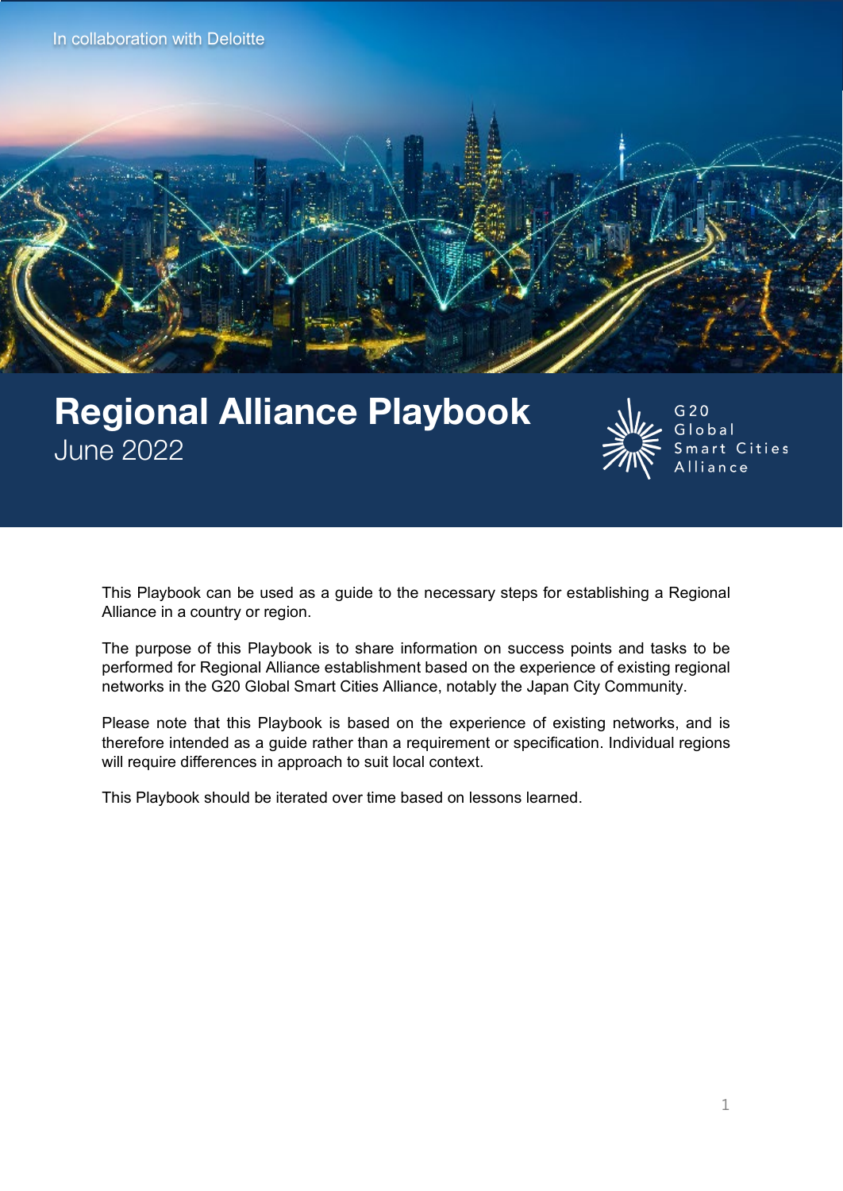In collaboration with Deloitte

# Regional Alliance Playbook

June 2022

G20 Global Smart Cities Alliance

This Playbook can be used as a guide to the necessary steps for establishing a Regional Alliance in a country or region.

The purpose of this Playbook is to share information on success points and tasks to be performed for Regional Alliance establishment based on the experience of existing regional networks in the G20 Global Smart Cities Alliance, notably the Japan City Community.

Please note that this Playbook is based on the experience of existing networks, and is therefore intended as a guide rather than a requirement or specification. Individual regions will require differences in approach to suit local context.

This Playbook should be iterated over time based on lessons learned.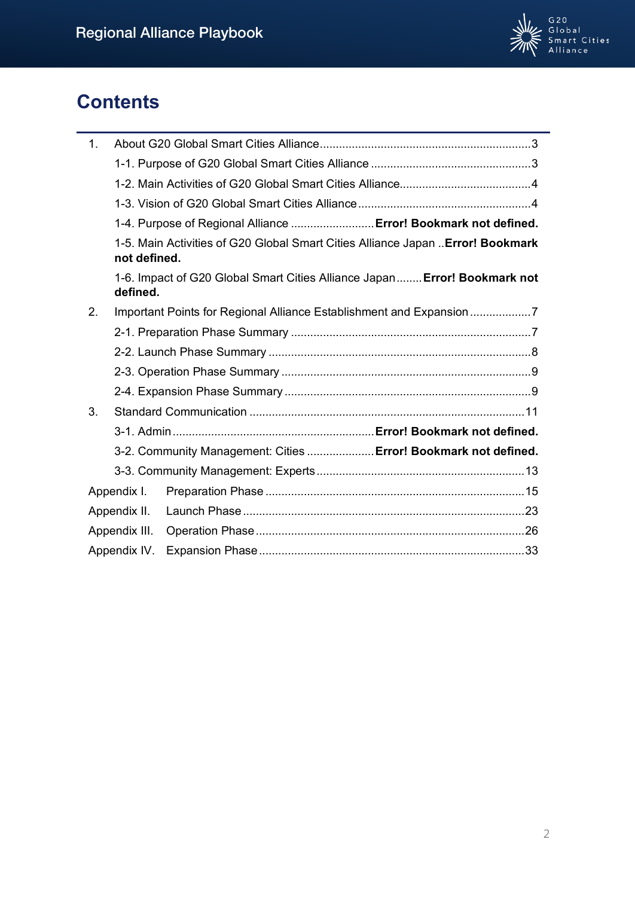# Contents

1. About G20 Global Smart Cities Alliance ........ 3
    - 1-1. Purpose of G20 Global Smart Cities Alliance ........ 3
    - 1-2. Main Activities of G20 Global Smart Cities Alliance ........ 4
    - 1-3. Vision of G20 Global Smart Cities Alliance ........ 4
    - 1-4. Purpose of Regional Alliance ........ **Error! Bookmark not defined.**
    - 1-5. Main Activities of G20 Global Smart Cities Alliance Japan .. **Error! Bookmark not defined.**
    - 1-6. Impact of G20 Global Smart Cities Alliance Japan ........ **Error! Bookmark not defined.**
2. Important Points for Regional Alliance Establishment and Expansion ........ 7
    - 2-1. Preparation Phase Summary ........ 7
    - 2-2. Launch Phase Summary ........ 8
    - 2-3. Operation Phase Summary ........ 9
    - 2-4. Expansion Phase Summary ........ 9
3. Standard Communication ........ 11
    - 3-1. Admin ........ **Error! Bookmark not defined.**
    - 3-2. Community Management: Cities ........ **Error! Bookmark not defined.**
    - 3-3. Community Management: Experts ........ 13

Appendix I. Preparation Phase ........ 15

Appendix II. Launch Phase ........ 23

Appendix III. Operation Phase ........ 26

Appendix IV. Expansion Phase ........ 33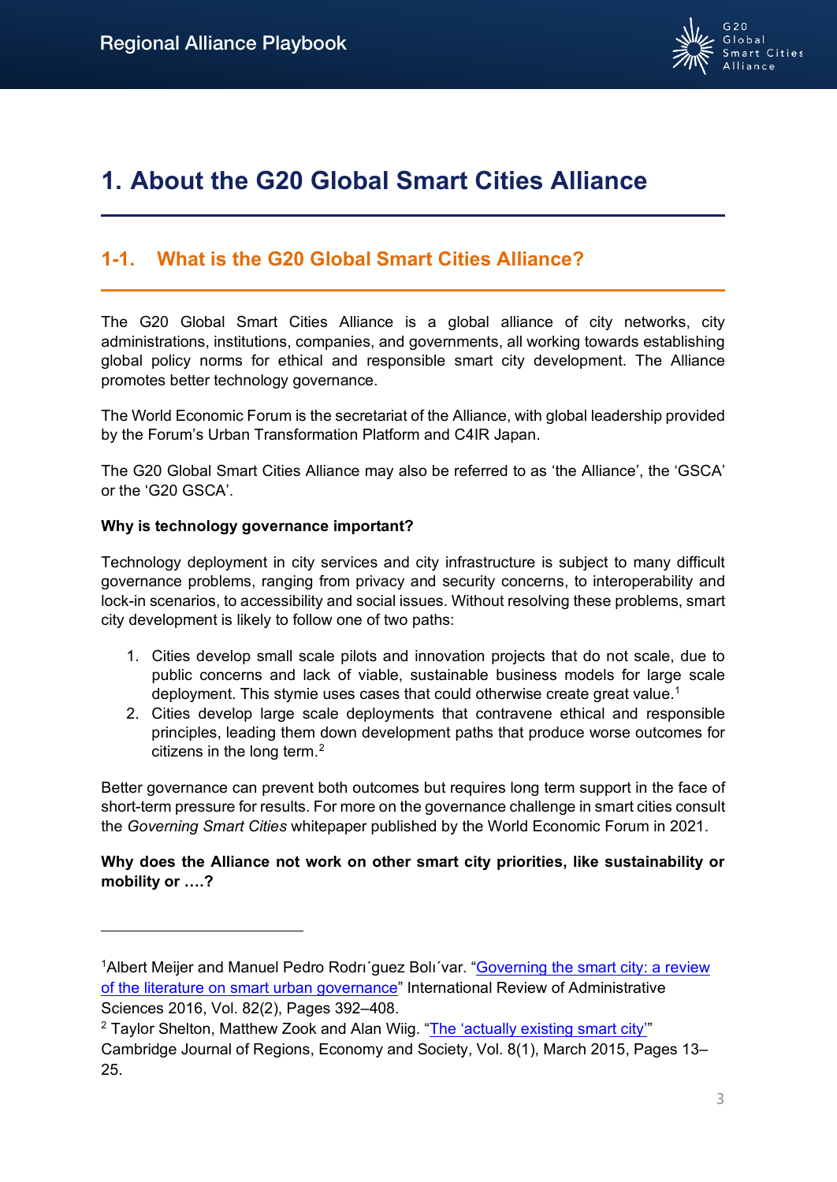# 1. About the G20 Global Smart Cities Alliance

## 1-1. What is the G20 Global Smart Cities Alliance?

The G20 Global Smart Cities Alliance is a global alliance of city networks, city administrations, institutions, companies, and governments, all working towards establishing global policy norms for ethical and responsible smart city development. The Alliance promotes better technology governance.

The World Economic Forum is the secretariat of the Alliance, with global leadership provided by the Forum's Urban Transformation Platform and C4IR Japan.

The G20 Global Smart Cities Alliance may also be referred to as 'the Alliance', the 'GSCA' or the 'G20 GSCA'.

**Why is technology governance important?**

Technology deployment in city services and city infrastructure is subject to many difficult governance problems, ranging from privacy and security concerns, to interoperability and lock-in scenarios, to accessibility and social issues. Without resolving these problems, smart city development is likely to follow one of two paths:

1. Cities develop small scale pilots and innovation projects that do not scale, due to public concerns and lack of viable, sustainable business models for large scale deployment. This stymie uses cases that could otherwise create great value.[1]
2. Cities develop large scale deployments that contravene ethical and responsible principles, leading them down development paths that produce worse outcomes for citizens in the long term.[2]

Better governance can prevent both outcomes but requires long term support in the face of short-term pressure for results. For more on the governance challenge in smart cities consult the *Governing Smart Cities* whitepaper published by the World Economic Forum in 2021.

**Why does the Alliance not work on other smart city priorities, like sustainability or mobility or ….?**

---

[1] Albert Meijer and Manuel Pedro Rodrı´guez Bolı´var. "Governing the smart city: a review of the literature on smart urban governance" International Review of Administrative Sciences 2016, Vol. 82(2), Pages 392–408.

[2] Taylor Shelton, Matthew Zook and Alan Wiig. "The 'actually existing smart city'" Cambridge Journal of Regions, Economy and Society, Vol. 8(1), March 2015, Pages 13–25.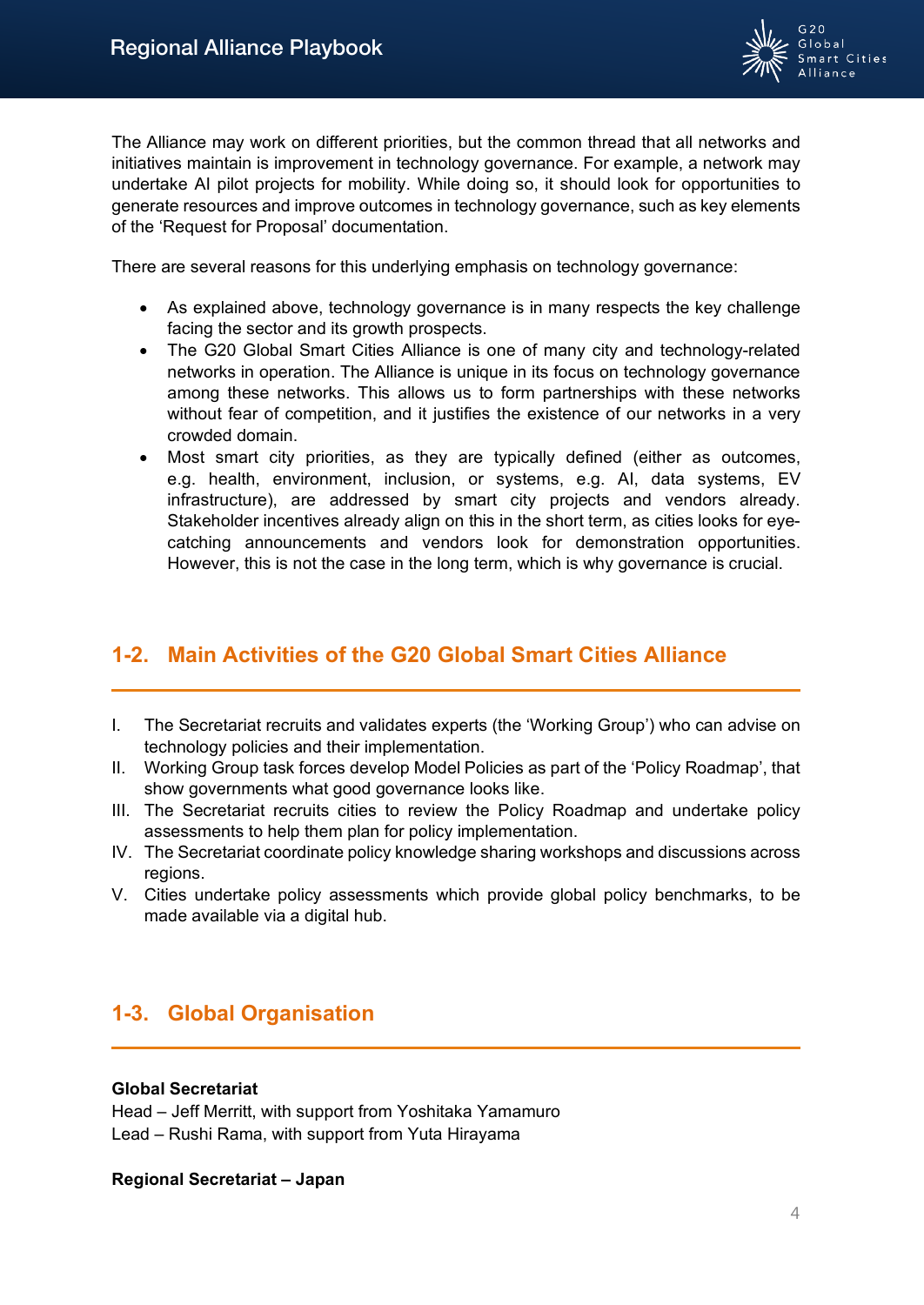The Alliance may work on different priorities, but the common thread that all networks and initiatives maintain is improvement in technology governance. For example, a network may undertake AI pilot projects for mobility. While doing so, it should look for opportunities to generate resources and improve outcomes in technology governance, such as key elements of the 'Request for Proposal' documentation.

There are several reasons for this underlying emphasis on technology governance:

- As explained above, technology governance is in many respects the key challenge facing the sector and its growth prospects.
- The G20 Global Smart Cities Alliance is one of many city and technology-related networks in operation. The Alliance is unique in its focus on technology governance among these networks. This allows us to form partnerships with these networks without fear of competition, and it justifies the existence of our networks in a very crowded domain.
- Most smart city priorities, as they are typically defined (either as outcomes, e.g. health, environment, inclusion, or systems, e.g. AI, data systems, EV infrastructure), are addressed by smart city projects and vendors already. Stakeholder incentives already align on this in the short term, as cities looks for eye-catching announcements and vendors look for demonstration opportunities. However, this is not the case in the long term, which is why governance is crucial.

## 1-2. Main Activities of the G20 Global Smart Cities Alliance

I. The Secretariat recruits and validates experts (the 'Working Group') who can advise on technology policies and their implementation.
II. Working Group task forces develop Model Policies as part of the 'Policy Roadmap', that show governments what good governance looks like.
III. The Secretariat recruits cities to review the Policy Roadmap and undertake policy assessments to help them plan for policy implementation.
IV. The Secretariat coordinate policy knowledge sharing workshops and discussions across regions.
V. Cities undertake policy assessments which provide global policy benchmarks, to be made available via a digital hub.

## 1-3. Global Organisation

**Global Secretariat**
Head – Jeff Merritt, with support from Yoshitaka Yamamuro
Lead – Rushi Rama, with support from Yuta Hirayama

**Regional Secretariat – Japan**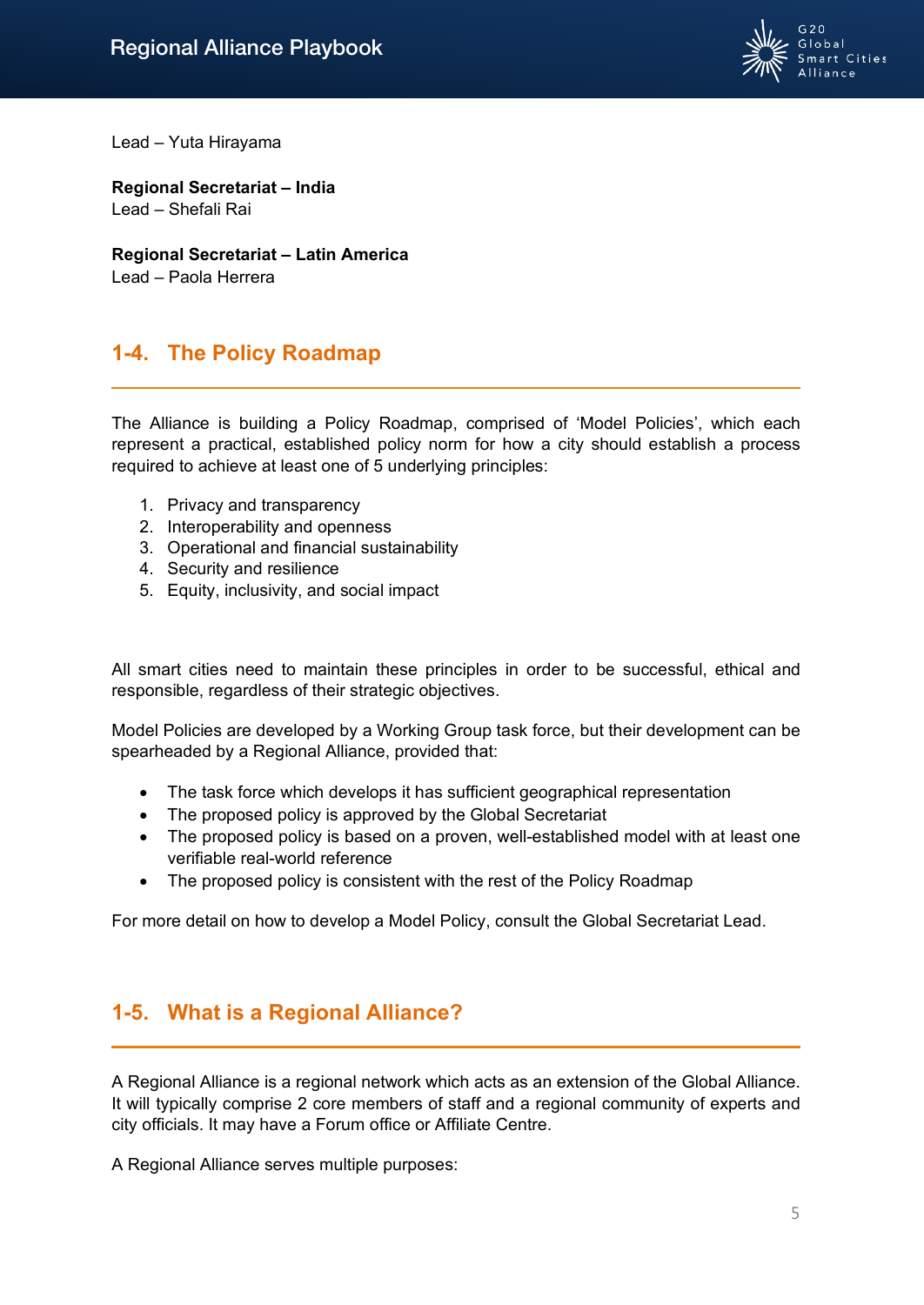Lead – Yuta Hirayama

**Regional Secretariat – India**
Lead – Shefali Rai

**Regional Secretariat – Latin America**
Lead – Paola Herrera

## 1-4. The Policy Roadmap

The Alliance is building a Policy Roadmap, comprised of 'Model Policies', which each represent a practical, established policy norm for how a city should establish a process required to achieve at least one of 5 underlying principles:

1. Privacy and transparency
2. Interoperability and openness
3. Operational and financial sustainability
4. Security and resilience
5. Equity, inclusivity, and social impact

All smart cities need to maintain these principles in order to be successful, ethical and responsible, regardless of their strategic objectives.

Model Policies are developed by a Working Group task force, but their development can be spearheaded by a Regional Alliance, provided that:

- The task force which develops it has sufficient geographical representation
- The proposed policy is approved by the Global Secretariat
- The proposed policy is based on a proven, well-established model with at least one verifiable real-world reference
- The proposed policy is consistent with the rest of the Policy Roadmap

For more detail on how to develop a Model Policy, consult the Global Secretariat Lead.

## 1-5. What is a Regional Alliance?

A Regional Alliance is a regional network which acts as an extension of the Global Alliance. It will typically comprise 2 core members of staff and a regional community of experts and city officials. It may have a Forum office or Affiliate Centre.

A Regional Alliance serves multiple purposes: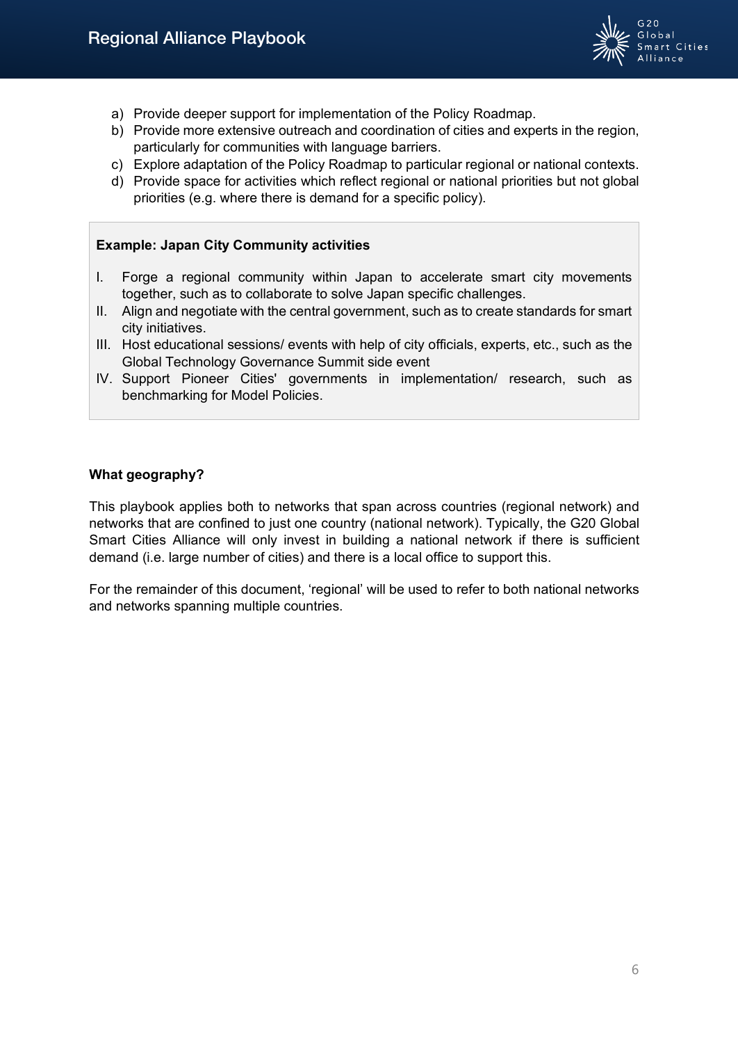a) Provide deeper support for implementation of the Policy Roadmap.
b) Provide more extensive outreach and coordination of cities and experts in the region, particularly for communities with language barriers.
c) Explore adaptation of the Policy Roadmap to particular regional or national contexts.
d) Provide space for activities which reflect regional or national priorities but not global priorities (e.g. where there is demand for a specific policy).

> **Example: Japan City Community activities**
>
> I. Forge a regional community within Japan to accelerate smart city movements together, such as to collaborate to solve Japan specific challenges.
> II. Align and negotiate with the central government, such as to create standards for smart city initiatives.
> III. Host educational sessions/ events with help of city officials, experts, etc., such as the Global Technology Governance Summit side event
> IV. Support Pioneer Cities' governments in implementation/ research, such as benchmarking for Model Policies.

**What geography?**

This playbook applies both to networks that span across countries (regional network) and networks that are confined to just one country (national network). Typically, the G20 Global Smart Cities Alliance will only invest in building a national network if there is sufficient demand (i.e. large number of cities) and there is a local office to support this.

For the remainder of this document, 'regional' will be used to refer to both national networks and networks spanning multiple countries.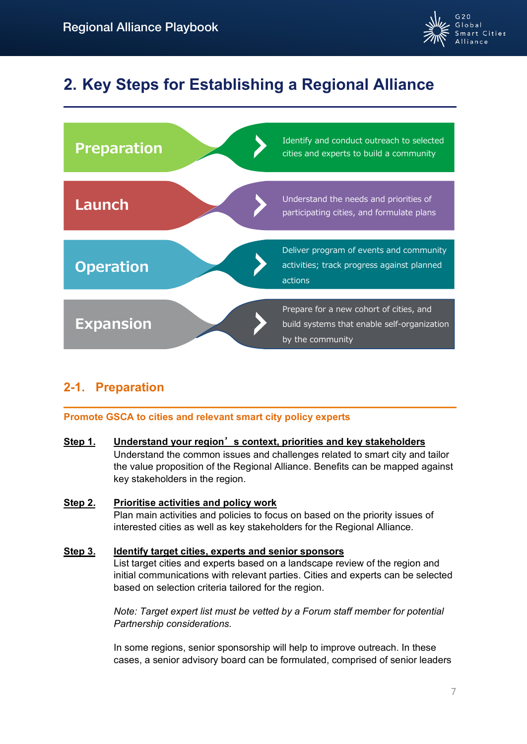## 2. Key Steps for Establishing a Regional Alliance

| Stage | Description |
| --- | --- |
| **Preparation** | Identify and conduct outreach to selected cities and experts to build a community |
| **Launch** | Understand the needs and priorities of participating cities, and formulate plans |
| **Operation** | Deliver program of events and community activities; track progress against planned actions |
| **Expansion** | Prepare for a new cohort of cities, and build systems that enable self-organization by the community |

### 2-1. Preparation

**Promote GSCA to cities and relevant smart city policy experts**

**Step 1. Understand your region's context, priorities and key stakeholders**
Understand the common issues and challenges related to smart city and tailor the value proposition of the Regional Alliance. Benefits can be mapped against key stakeholders in the region.

**Step 2. Prioritise activities and policy work**
Plan main activities and policies to focus on based on the priority issues of interested cities as well as key stakeholders for the Regional Alliance.

**Step 3. Identify target cities, experts and senior sponsors**
List target cities and experts based on a landscape review of the region and initial communications with relevant parties. Cities and experts can be selected based on selection criteria tailored for the region.

*Note: Target expert list must be vetted by a Forum staff member for potential Partnership considerations.*

In some regions, senior sponsorship will help to improve outreach. In these cases, a senior advisory board can be formulated, comprised of senior leaders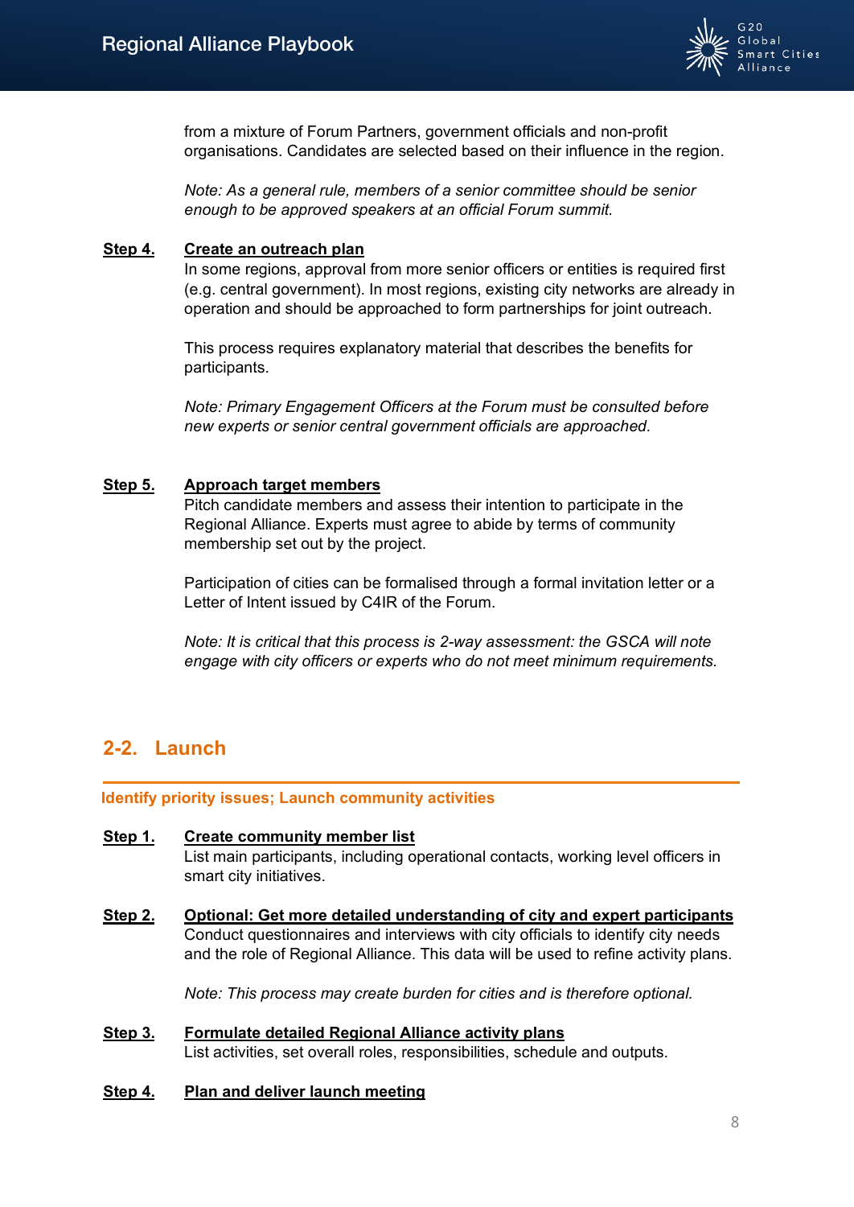from a mixture of Forum Partners, government officials and non-profit organisations. Candidates are selected based on their influence in the region.

*Note: As a general rule, members of a senior committee should be senior enough to be approved speakers at an official Forum summit.*

**Step 4.** **Create an outreach plan**
In some regions, approval from more senior officers or entities is required first (e.g. central government). In most regions, existing city networks are already in operation and should be approached to form partnerships for joint outreach.

This process requires explanatory material that describes the benefits for participants.

*Note: Primary Engagement Officers at the Forum must be consulted before new experts or senior central government officials are approached.*

**Step 5.** **Approach target members**
Pitch candidate members and assess their intention to participate in the Regional Alliance. Experts must agree to abide by terms of community membership set out by the project.

Participation of cities can be formalised through a formal invitation letter or a Letter of Intent issued by C4IR of the Forum.

*Note: It is critical that this process is 2-way assessment: the GSCA will note engage with city officers or experts who do not meet minimum requirements.*

## 2-2. Launch

**Identify priority issues; Launch community activities**

**Step 1.** **Create community member list**
List main participants, including operational contacts, working level officers in smart city initiatives.

**Step 2.** **Optional: Get more detailed understanding of city and expert participants**
Conduct questionnaires and interviews with city officials to identify city needs and the role of Regional Alliance. This data will be used to refine activity plans.

*Note: This process may create burden for cities and is therefore optional.*

**Step 3.** **Formulate detailed Regional Alliance activity plans**
List activities, set overall roles, responsibilities, schedule and outputs.

**Step 4.** **Plan and deliver launch meeting**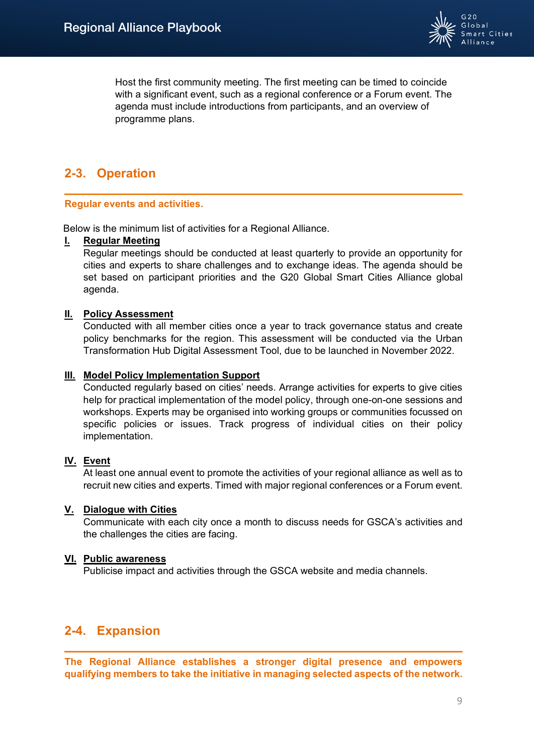Host the first community meeting. The first meeting can be timed to coincide with a significant event, such as a regional conference or a Forum event. The agenda must include introductions from participants, and an overview of programme plans.

## 2-3. Operation

**Regular events and activities.**

Below is the minimum list of activities for a Regional Alliance.

**I. Regular Meeting**

Regular meetings should be conducted at least quarterly to provide an opportunity for cities and experts to share challenges and to exchange ideas. The agenda should be set based on participant priorities and the G20 Global Smart Cities Alliance global agenda.

**II. Policy Assessment**

Conducted with all member cities once a year to track governance status and create policy benchmarks for the region. This assessment will be conducted via the Urban Transformation Hub Digital Assessment Tool, due to be launched in November 2022.

**III. Model Policy Implementation Support**

Conducted regularly based on cities' needs. Arrange activities for experts to give cities help for practical implementation of the model policy, through one-on-one sessions and workshops. Experts may be organised into working groups or communities focussed on specific policies or issues. Track progress of individual cities on their policy implementation.

**IV. Event**

At least one annual event to promote the activities of your regional alliance as well as to recruit new cities and experts. Timed with major regional conferences or a Forum event.

**V. Dialogue with Cities**

Communicate with each city once a month to discuss needs for GSCA's activities and the challenges the cities are facing.

**VI. Public awareness**

Publicise impact and activities through the GSCA website and media channels.

## 2-4. Expansion

**The Regional Alliance establishes a stronger digital presence and empowers qualifying members to take the initiative in managing selected aspects of the network.**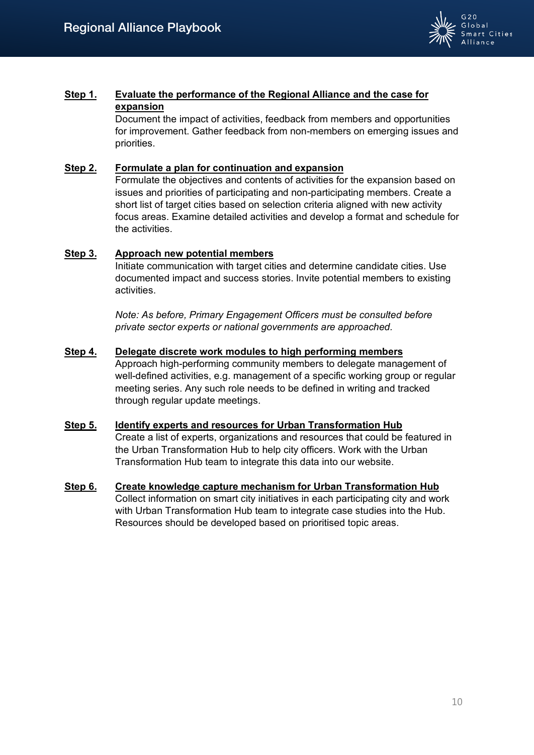**Step 1.** **Evaluate the performance of the Regional Alliance and the case for expansion**

Document the impact of activities, feedback from members and opportunities for improvement. Gather feedback from non-members on emerging issues and priorities.

**Step 2.** **Formulate a plan for continuation and expansion**

Formulate the objectives and contents of activities for the expansion based on issues and priorities of participating and non-participating members. Create a short list of target cities based on selection criteria aligned with new activity focus areas. Examine detailed activities and develop a format and schedule for the activities.

**Step 3.** **Approach new potential members**

Initiate communication with target cities and determine candidate cities. Use documented impact and success stories. Invite potential members to existing activities.

*Note: As before, Primary Engagement Officers must be consulted before private sector experts or national governments are approached.*

**Step 4.** **Delegate discrete work modules to high performing members**

Approach high-performing community members to delegate management of well-defined activities, e.g. management of a specific working group or regular meeting series. Any such role needs to be defined in writing and tracked through regular update meetings.

**Step 5.** **Identify experts and resources for Urban Transformation Hub**

Create a list of experts, organizations and resources that could be featured in the Urban Transformation Hub to help city officers. Work with the Urban Transformation Hub team to integrate this data into our website.

**Step 6.** **Create knowledge capture mechanism for Urban Transformation Hub**

Collect information on smart city initiatives in each participating city and work with Urban Transformation Hub team to integrate case studies into the Hub. Resources should be developed based on prioritised topic areas.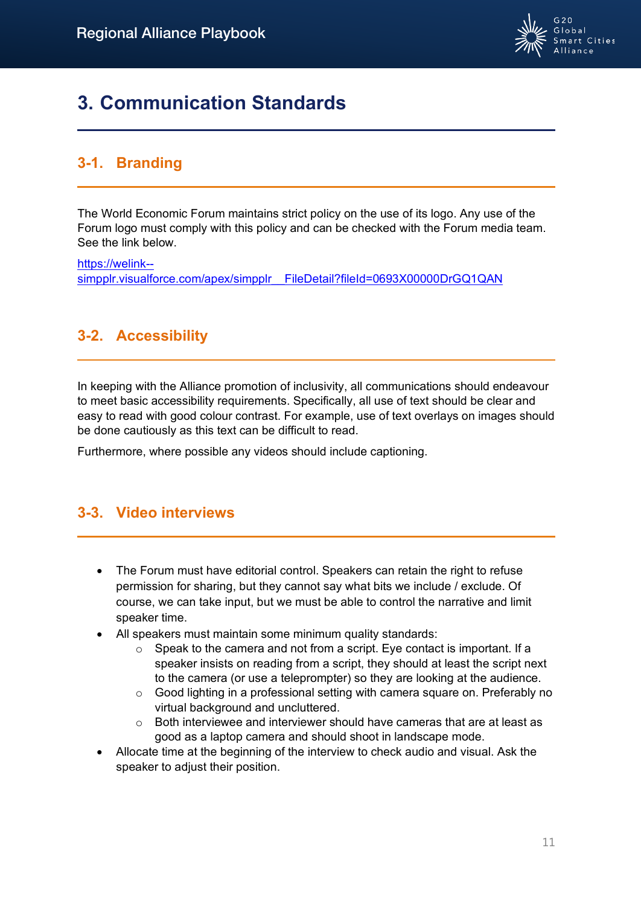# 3. Communication Standards

## 3-1. Branding

The World Economic Forum maintains strict policy on the use of its logo. Any use of the Forum logo must comply with this policy and can be checked with the Forum media team. See the link below.

https://welink--simpplr.visualforce.com/apex/simpplr__FileDetail?fileId=0693X00000DrGQ1QAN

## 3-2. Accessibility

In keeping with the Alliance promotion of inclusivity, all communications should endeavour to meet basic accessibility requirements. Specifically, all use of text should be clear and easy to read with good colour contrast. For example, use of text overlays on images should be done cautiously as this text can be difficult to read.

Furthermore, where possible any videos should include captioning.

## 3-3. Video interviews

- The Forum must have editorial control. Speakers can retain the right to refuse permission for sharing, but they cannot say what bits we include / exclude. Of course, we can take input, but we must be able to control the narrative and limit speaker time.
- All speakers must maintain some minimum quality standards:
  - Speak to the camera and not from a script. Eye contact is important. If a speaker insists on reading from a script, they should at least the script next to the camera (or use a teleprompter) so they are looking at the audience.
  - Good lighting in a professional setting with camera square on. Preferably no virtual background and uncluttered.
  - Both interviewee and interviewer should have cameras that are at least as good as a laptop camera and should shoot in landscape mode.
- Allocate time at the beginning of the interview to check audio and visual. Ask the speaker to adjust their position.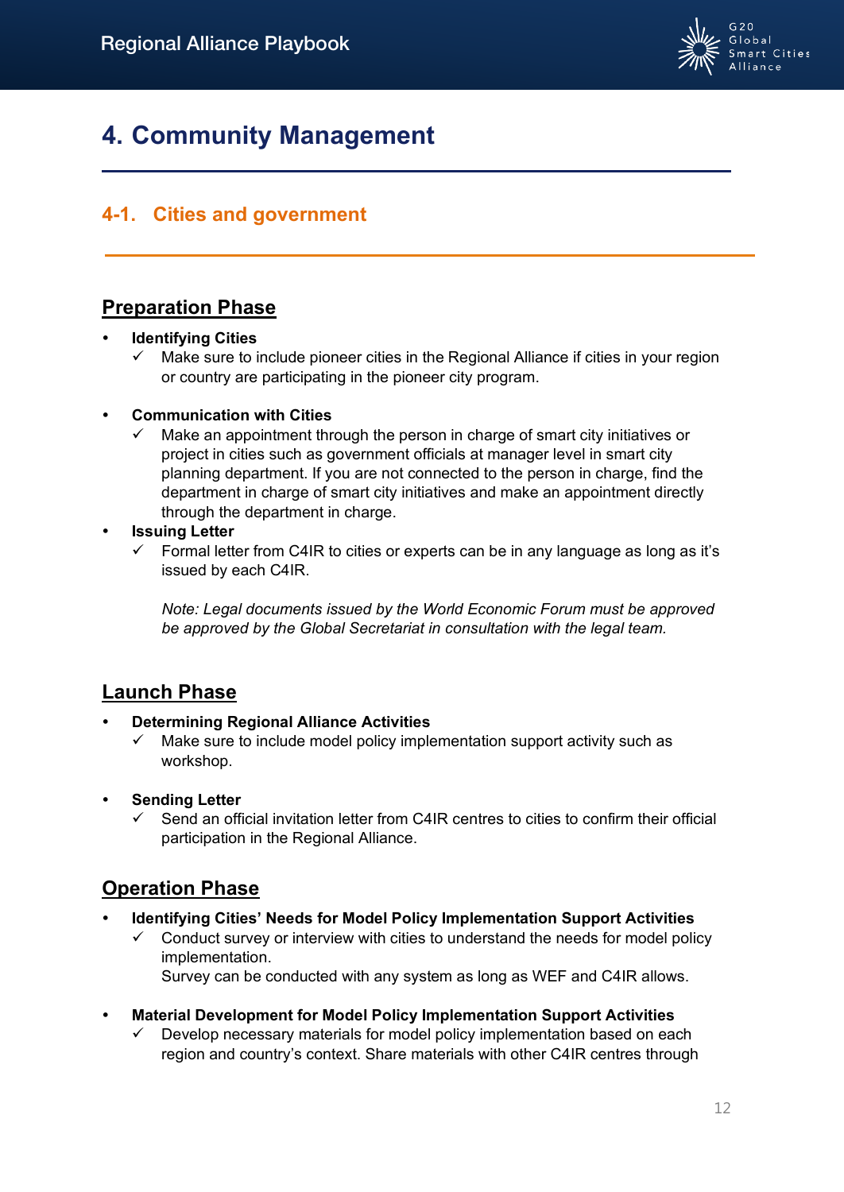# 4. Community Management

## 4-1. Cities and government

### Preparation Phase

- **Identifying Cities**
  - ✓ Make sure to include pioneer cities in the Regional Alliance if cities in your region or country are participating in the pioneer city program.

- **Communication with Cities**
  - ✓ Make an appointment through the person in charge of smart city initiatives or project in cities such as government officials at manager level in smart city planning department. If you are not connected to the person in charge, find the department in charge of smart city initiatives and make an appointment directly through the department in charge.
- **Issuing Letter**
  - ✓ Formal letter from C4IR to cities or experts can be in any language as long as it's issued by each C4IR.

    *Note: Legal documents issued by the World Economic Forum must be approved be approved by the Global Secretariat in consultation with the legal team.*

### Launch Phase

- **Determining Regional Alliance Activities**
  - ✓ Make sure to include model policy implementation support activity such as workshop.

- **Sending Letter**
  - ✓ Send an official invitation letter from C4IR centres to cities to confirm their official participation in the Regional Alliance.

### Operation Phase

- **Identifying Cities' Needs for Model Policy Implementation Support Activities**
  - ✓ Conduct survey or interview with cities to understand the needs for model policy implementation.
    Survey can be conducted with any system as long as WEF and C4IR allows.

- **Material Development for Model Policy Implementation Support Activities**
  - ✓ Develop necessary materials for model policy implementation based on each region and country's context. Share materials with other C4IR centres through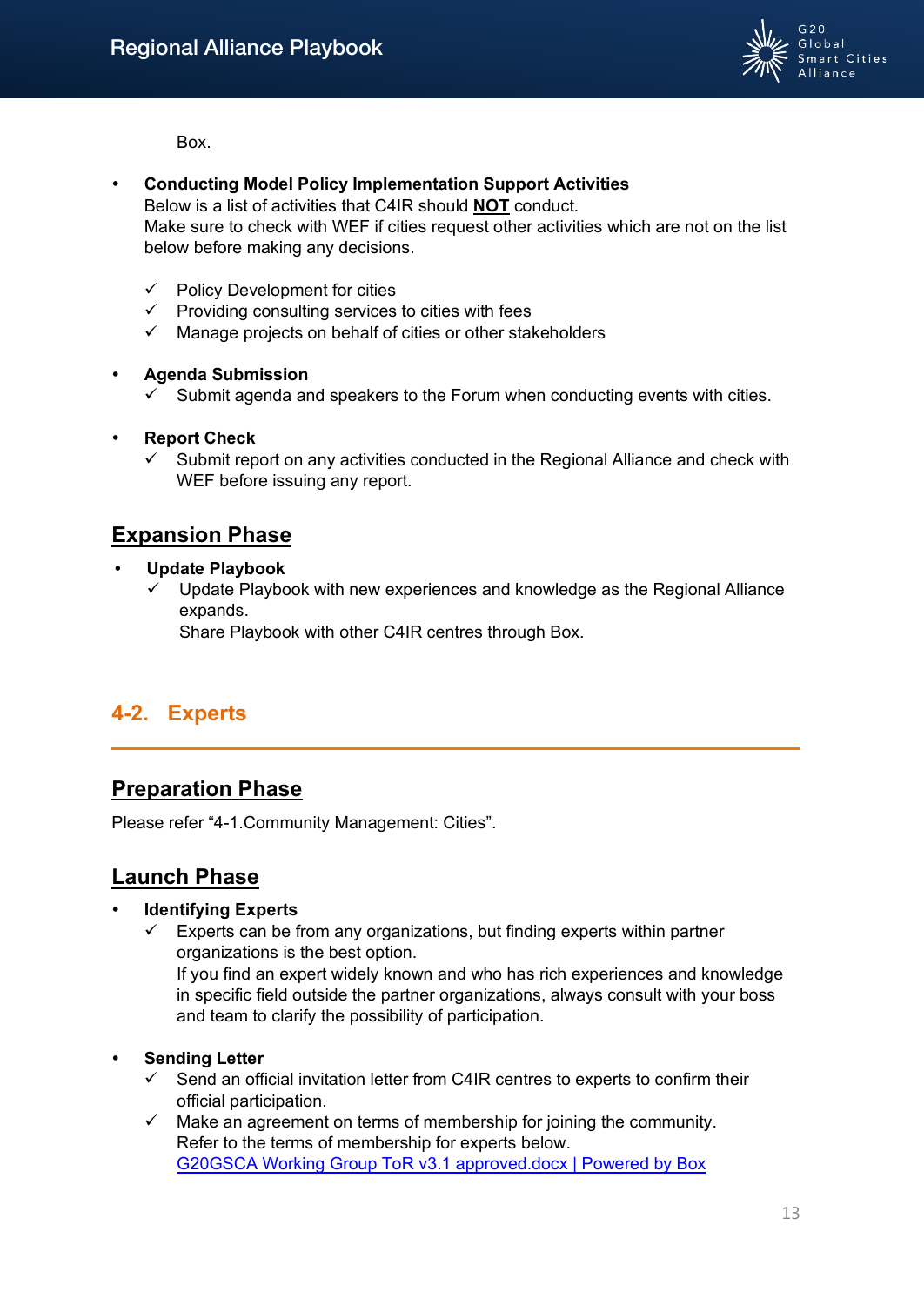Box.

- **Conducting Model Policy Implementation Support Activities**
  Below is a list of activities that C4IR should **NOT** conduct.
  Make sure to check with WEF if cities request other activities which are not on the list below before making any decisions.

  - ✓ Policy Development for cities
  - ✓ Providing consulting services to cities with fees
  - ✓ Manage projects on behalf of cities or other stakeholders

- **Agenda Submission**
  - ✓ Submit agenda and speakers to the Forum when conducting events with cities.

- **Report Check**
  - ✓ Submit report on any activities conducted in the Regional Alliance and check with WEF before issuing any report.

## Expansion Phase

- **Update Playbook**
  - ✓ Update Playbook with new experiences and knowledge as the Regional Alliance expands.
    Share Playbook with other C4IR centres through Box.

# 4-2. Experts

## Preparation Phase

Please refer "4-1.Community Management: Cities".

## Launch Phase

- **Identifying Experts**
  - ✓ Experts can be from any organizations, but finding experts within partner organizations is the best option.
    If you find an expert widely known and who has rich experiences and knowledge in specific field outside the partner organizations, always consult with your boss and team to clarify the possibility of participation.

- **Sending Letter**
  - ✓ Send an official invitation letter from C4IR centres to experts to confirm their official participation.
  - ✓ Make an agreement on terms of membership for joining the community.
    Refer to the terms of membership for experts below.
    G20GSCA Working Group ToR v3.1 approved.docx | Powered by Box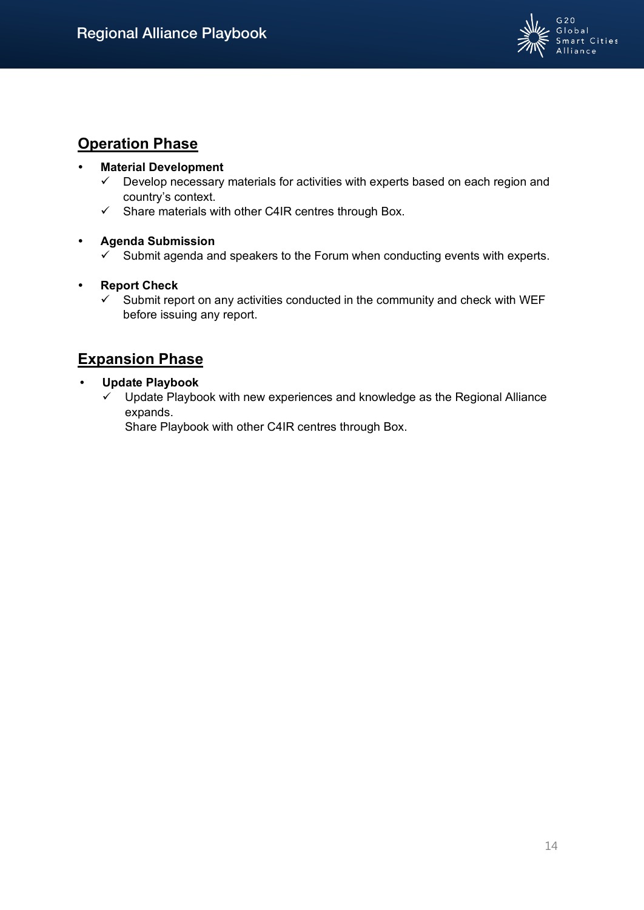## Operation Phase

- **Material Development**
  - ✓ Develop necessary materials for activities with experts based on each region and country's context.
  - ✓ Share materials with other C4IR centres through Box.

- **Agenda Submission**
  - ✓ Submit agenda and speakers to the Forum when conducting events with experts.

- **Report Check**
  - ✓ Submit report on any activities conducted in the community and check with WEF before issuing any report.

## Expansion Phase

- **Update Playbook**
  - ✓ Update Playbook with new experiences and knowledge as the Regional Alliance expands.
    Share Playbook with other C4IR centres through Box.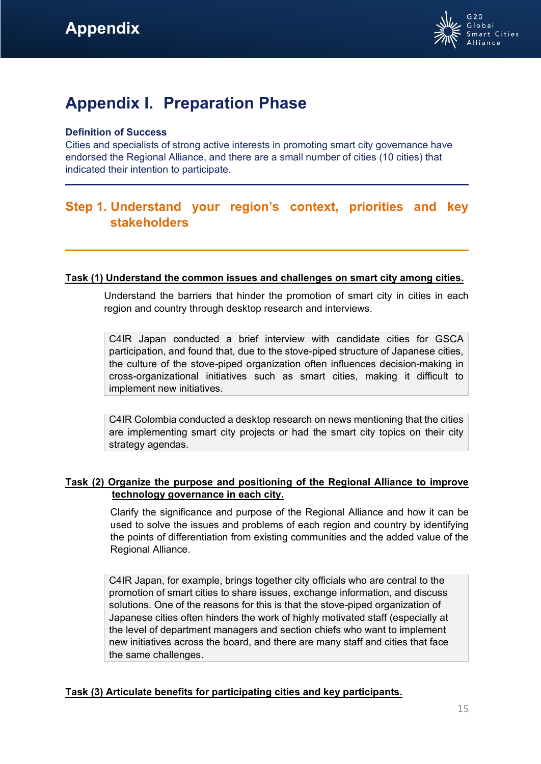# Appendix I. Preparation Phase

**Definition of Success**

Cities and specialists of strong active interests in promoting smart city governance have endorsed the Regional Alliance, and there are a small number of cities (10 cities) that indicated their intention to participate.

## Step 1. Understand your region's context, priorities and key stakeholders

**Task (1) Understand the common issues and challenges on smart city among cities.**

Understand the barriers that hinder the promotion of smart city in cities in each region and country through desktop research and interviews.

> C4IR Japan conducted a brief interview with candidate cities for GSCA participation, and found that, due to the stove-piped structure of Japanese cities, the culture of the stove-piped organization often influences decision-making in cross-organizational initiatives such as smart cities, making it difficult to implement new initiatives.

> C4IR Colombia conducted a desktop research on news mentioning that the cities are implementing smart city projects or had the smart city topics on their city strategy agendas.

**Task (2) Organize the purpose and positioning of the Regional Alliance to improve technology governance in each city.**

Clarify the significance and purpose of the Regional Alliance and how it can be used to solve the issues and problems of each region and country by identifying the points of differentiation from existing communities and the added value of the Regional Alliance.

> C4IR Japan, for example, brings together city officials who are central to the promotion of smart cities to share issues, exchange information, and discuss solutions. One of the reasons for this is that the stove-piped organization of Japanese cities often hinders the work of highly motivated staff (especially at the level of department managers and section chiefs who want to implement new initiatives across the board, and there are many staff and cities that face the same challenges.

**Task (3) Articulate benefits for participating cities and key participants.**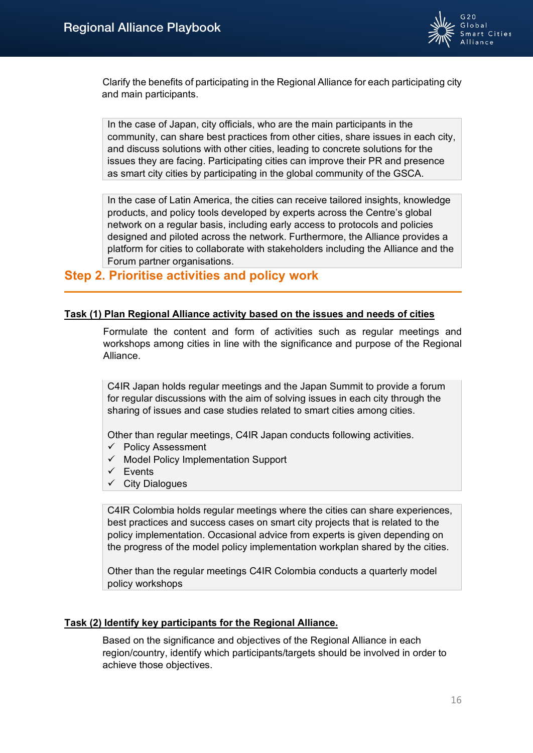Clarify the benefits of participating in the Regional Alliance for each participating city and main participants.

> In the case of Japan, city officials, who are the main participants in the community, can share best practices from other cities, share issues in each city, and discuss solutions with other cities, leading to concrete solutions for the issues they are facing. Participating cities can improve their PR and presence as smart city cities by participating in the global community of the GSCA.

> In the case of Latin America, the cities can receive tailored insights, knowledge products, and policy tools developed by experts across the Centre's global network on a regular basis, including early access to protocols and policies designed and piloted across the network. Furthermore, the Alliance provides a platform for cities to collaborate with stakeholders including the Alliance and the Forum partner organisations.

## Step 2. Prioritise activities and policy work

**Task (1) Plan Regional Alliance activity based on the issues and needs of cities**

Formulate the content and form of activities such as regular meetings and workshops among cities in line with the significance and purpose of the Regional Alliance.

> C4IR Japan holds regular meetings and the Japan Summit to provide a forum for regular discussions with the aim of solving issues in each city through the sharing of issues and case studies related to smart cities among cities.
>
> Other than regular meetings, C4IR Japan conducts following activities.
> - ✓ Policy Assessment
> - ✓ Model Policy Implementation Support
> - ✓ Events
> - ✓ City Dialogues

> C4IR Colombia holds regular meetings where the cities can share experiences, best practices and success cases on smart city projects that is related to the policy implementation. Occasional advice from experts is given depending on the progress of the model policy implementation workplan shared by the cities.
>
> Other than the regular meetings C4IR Colombia conducts a quarterly model policy workshops

**Task (2) Identify key participants for the Regional Alliance.**

Based on the significance and objectives of the Regional Alliance in each region/country, identify which participants/targets should be involved in order to achieve those objectives.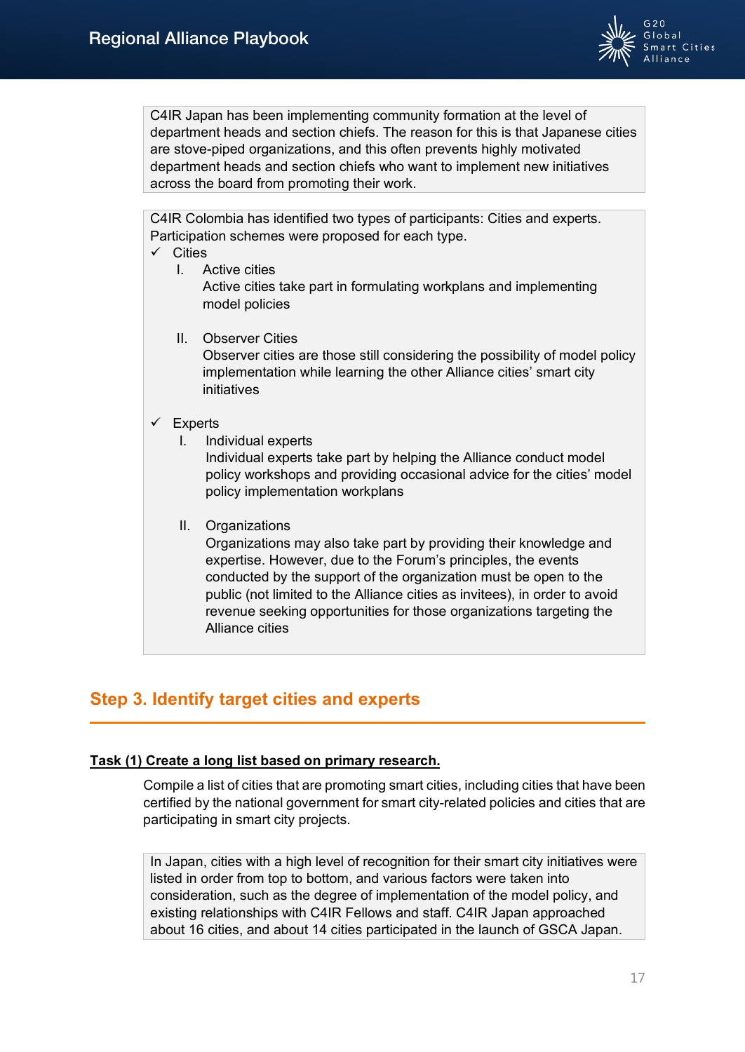C4IR Japan has been implementing community formation at the level of department heads and section chiefs. The reason for this is that Japanese cities are stove-piped organizations, and this often prevents highly motivated department heads and section chiefs who want to implement new initiatives across the board from promoting their work.

C4IR Colombia has identified two types of participants: Cities and experts. Participation schemes were proposed for each type.

- ✓ Cities
  - I. Active cities
    Active cities take part in formulating workplans and implementing model policies
  - II. Observer Cities
    Observer cities are those still considering the possibility of model policy implementation while learning the other Alliance cities' smart city initiatives
- ✓ Experts
  - I. Individual experts
    Individual experts take part by helping the Alliance conduct model policy workshops and providing occasional advice for the cities' model policy implementation workplans
  - II. Organizations
    Organizations may also take part by providing their knowledge and expertise. However, due to the Forum's principles, the events conducted by the support of the organization must be open to the public (not limited to the Alliance cities as invitees), in order to avoid revenue seeking opportunities for those organizations targeting the Alliance cities

## Step 3. Identify target cities and experts

**Task (1) Create a long list based on primary research.**

Compile a list of cities that are promoting smart cities, including cities that have been certified by the national government for smart city-related policies and cities that are participating in smart city projects.

In Japan, cities with a high level of recognition for their smart city initiatives were listed in order from top to bottom, and various factors were taken into consideration, such as the degree of implementation of the model policy, and existing relationships with C4IR Fellows and staff. C4IR Japan approached about 16 cities, and about 14 cities participated in the launch of GSCA Japan.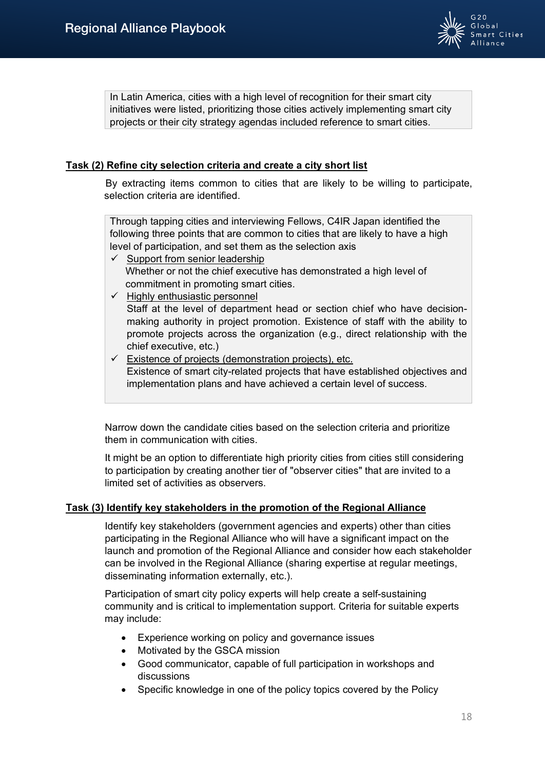> In Latin America, cities with a high level of recognition for their smart city initiatives were listed, prioritizing those cities actively implementing smart city projects or their city strategy agendas included reference to smart cities.

### Task (2) Refine city selection criteria and create a city short list

By extracting items common to cities that are likely to be willing to participate, selection criteria are identified.

> Through tapping cities and interviewing Fellows, C4IR Japan identified the following three points that are common to cities that are likely to have a high level of participation, and set them as the selection axis
>
> ✓ Support from senior leadership
> Whether or not the chief executive has demonstrated a high level of commitment in promoting smart cities.
>
> ✓ Highly enthusiastic personnel
> Staff at the level of department head or section chief who have decision-making authority in project promotion. Existence of staff with the ability to promote projects across the organization (e.g., direct relationship with the chief executive, etc.)
>
> ✓ Existence of projects (demonstration projects), etc.
> Existence of smart city-related projects that have established objectives and implementation plans and have achieved a certain level of success.

Narrow down the candidate cities based on the selection criteria and prioritize them in communication with cities.

It might be an option to differentiate high priority cities from cities still considering to participation by creating another tier of "observer cities" that are invited to a limited set of activities as observers.

### Task (3) Identify key stakeholders in the promotion of the Regional Alliance

Identify key stakeholders (government agencies and experts) other than cities participating in the Regional Alliance who will have a significant impact on the launch and promotion of the Regional Alliance and consider how each stakeholder can be involved in the Regional Alliance (sharing expertise at regular meetings, disseminating information externally, etc.).

Participation of smart city policy experts will help create a self-sustaining community and is critical to implementation support. Criteria for suitable experts may include:

- Experience working on policy and governance issues
- Motivated by the GSCA mission
- Good communicator, capable of full participation in workshops and discussions
- Specific knowledge in one of the policy topics covered by the Policy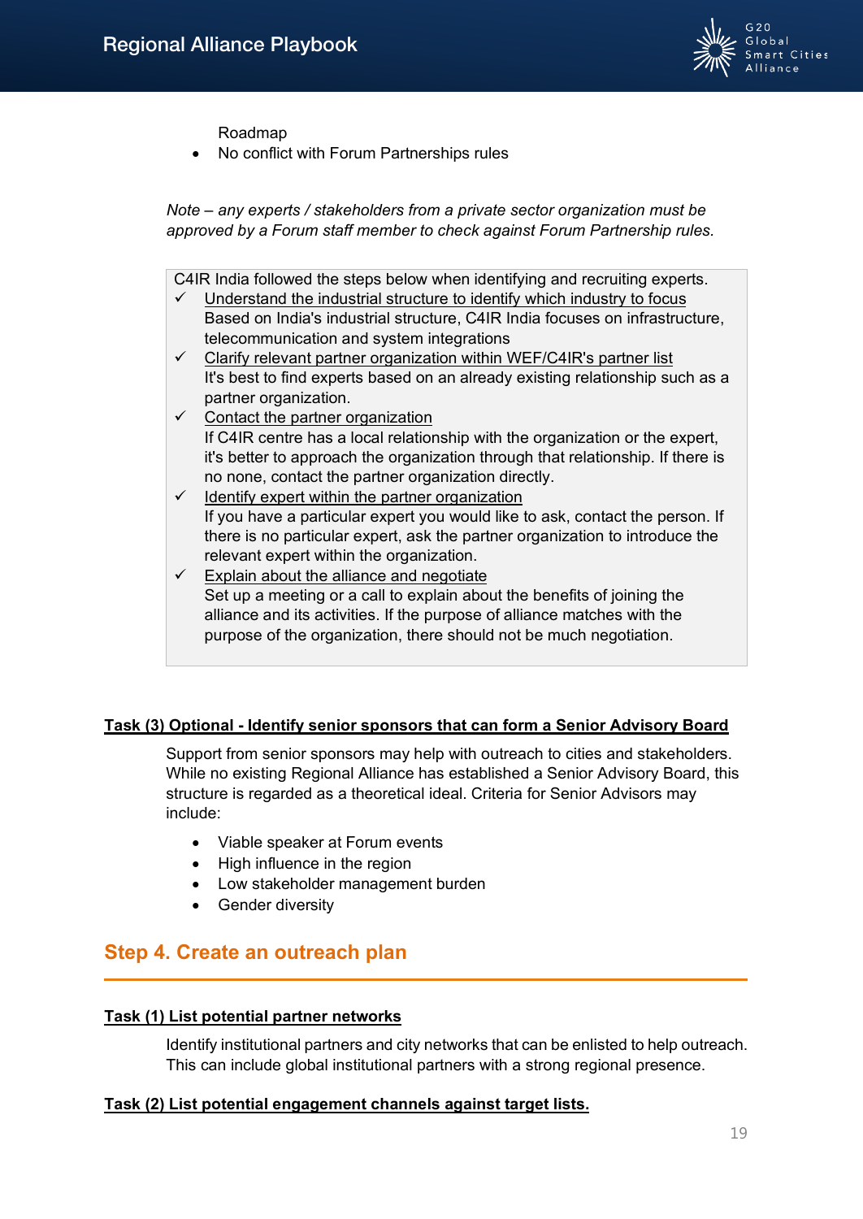Roadmap

- No conflict with Forum Partnerships rules

*Note – any experts / stakeholders from a private sector organization must be approved by a Forum staff member to check against Forum Partnership rules.*

> C4IR India followed the steps below when identifying and recruiting experts.
>
> ✓ Understand the industrial structure to identify which industry to focus
> Based on India's industrial structure, C4IR India focuses on infrastructure, telecommunication and system integrations
>
> ✓ Clarify relevant partner organization within WEF/C4IR's partner list
> It's best to find experts based on an already existing relationship such as a partner organization.
>
> ✓ Contact the partner organization
> If C4IR centre has a local relationship with the organization or the expert, it's better to approach the organization through that relationship. If there is no none, contact the partner organization directly.
>
> ✓ Identify expert within the partner organization
> If you have a particular expert you would like to ask, contact the person. If there is no particular expert, ask the partner organization to introduce the relevant expert within the organization.
>
> ✓ Explain about the alliance and negotiate
> Set up a meeting or a call to explain about the benefits of joining the alliance and its activities. If the purpose of alliance matches with the purpose of the organization, there should not be much negotiation.

**Task (3) Optional - Identify senior sponsors that can form a Senior Advisory Board**

Support from senior sponsors may help with outreach to cities and stakeholders. While no existing Regional Alliance has established a Senior Advisory Board, this structure is regarded as a theoretical ideal. Criteria for Senior Advisors may include:

- Viable speaker at Forum events
- High influence in the region
- Low stakeholder management burden
- Gender diversity

## Step 4. Create an outreach plan

**Task (1) List potential partner networks**

Identify institutional partners and city networks that can be enlisted to help outreach. This can include global institutional partners with a strong regional presence.

**Task (2) List potential engagement channels against target lists.**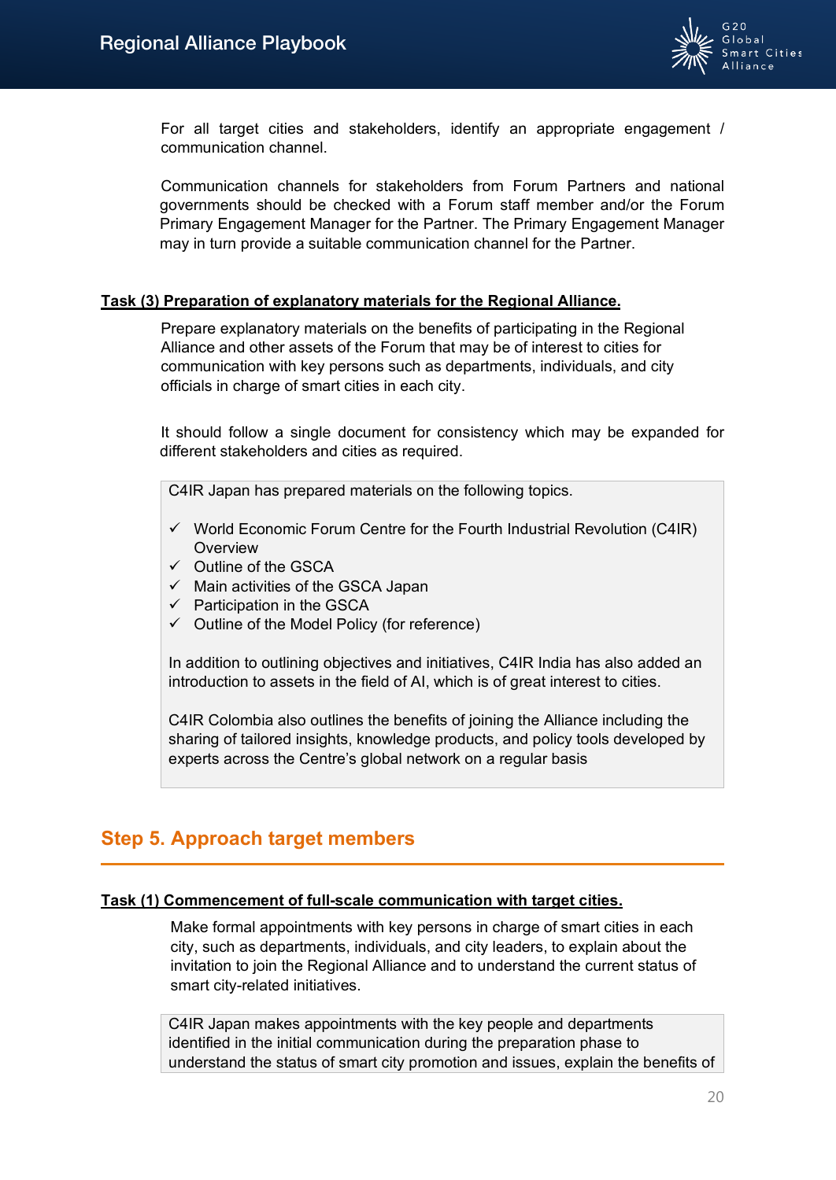For all target cities and stakeholders, identify an appropriate engagement / communication channel.

Communication channels for stakeholders from Forum Partners and national governments should be checked with a Forum staff member and/or the Forum Primary Engagement Manager for the Partner. The Primary Engagement Manager may in turn provide a suitable communication channel for the Partner.

**Task (3) Preparation of explanatory materials for the Regional Alliance.**

Prepare explanatory materials on the benefits of participating in the Regional Alliance and other assets of the Forum that may be of interest to cities for communication with key persons such as departments, individuals, and city officials in charge of smart cities in each city.

It should follow a single document for consistency which may be expanded for different stakeholders and cities as required.

> C4IR Japan has prepared materials on the following topics.
>
> - ✓ World Economic Forum Centre for the Fourth Industrial Revolution (C4IR) Overview
> - ✓ Outline of the GSCA
> - ✓ Main activities of the GSCA Japan
> - ✓ Participation in the GSCA
> - ✓ Outline of the Model Policy (for reference)
>
> In addition to outlining objectives and initiatives, C4IR India has also added an introduction to assets in the field of AI, which is of great interest to cities.
>
> C4IR Colombia also outlines the benefits of joining the Alliance including the sharing of tailored insights, knowledge products, and policy tools developed by experts across the Centre's global network on a regular basis

## Step 5. Approach target members

**Task (1) Commencement of full-scale communication with target cities.**

Make formal appointments with key persons in charge of smart cities in each city, such as departments, individuals, and city leaders, to explain about the invitation to join the Regional Alliance and to understand the current status of smart city-related initiatives.

> C4IR Japan makes appointments with the key people and departments identified in the initial communication during the preparation phase to understand the status of smart city promotion and issues, explain the benefits of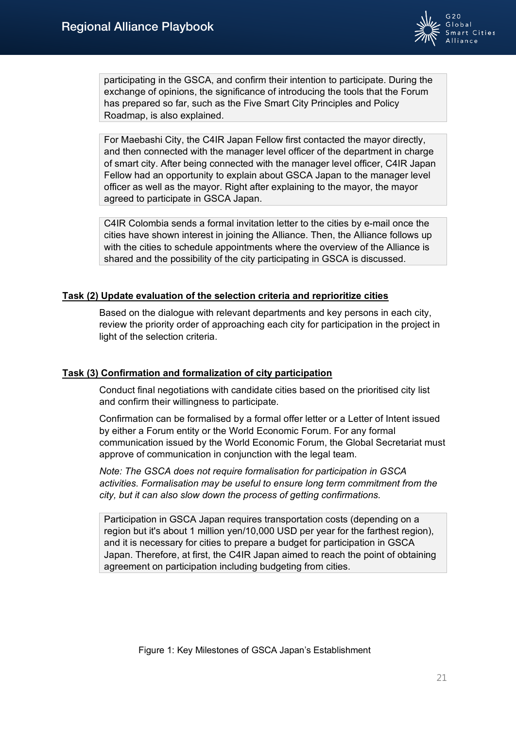participating in the GSCA, and confirm their intention to participate. During the exchange of opinions, the significance of introducing the tools that the Forum has prepared so far, such as the Five Smart City Principles and Policy Roadmap, is also explained.

For Maebashi City, the C4IR Japan Fellow first contacted the mayor directly, and then connected with the manager level officer of the department in charge of smart city. After being connected with the manager level officer, C4IR Japan Fellow had an opportunity to explain about GSCA Japan to the manager level officer as well as the mayor. Right after explaining to the mayor, the mayor agreed to participate in GSCA Japan.

C4IR Colombia sends a formal invitation letter to the cities by e-mail once the cities have shown interest in joining the Alliance. Then, the Alliance follows up with the cities to schedule appointments where the overview of the Alliance is shared and the possibility of the city participating in GSCA is discussed.

**Task (2) Update evaluation of the selection criteria and reprioritize cities**

Based on the dialogue with relevant departments and key persons in each city, review the priority order of approaching each city for participation in the project in light of the selection criteria.

**Task (3) Confirmation and formalization of city participation**

Conduct final negotiations with candidate cities based on the prioritised city list and confirm their willingness to participate.

Confirmation can be formalised by a formal offer letter or a Letter of Intent issued by either a Forum entity or the World Economic Forum. For any formal communication issued by the World Economic Forum, the Global Secretariat must approve of communication in conjunction with the legal team.

*Note: The GSCA does not require formalisation for participation in GSCA activities. Formalisation may be useful to ensure long term commitment from the city, but it can also slow down the process of getting confirmations.*

Participation in GSCA Japan requires transportation costs (depending on a region but it's about 1 million yen/10,000 USD per year for the farthest region), and it is necessary for cities to prepare a budget for participation in GSCA Japan. Therefore, at first, the C4IR Japan aimed to reach the point of obtaining agreement on participation including budgeting from cities.

Figure 1: Key Milestones of GSCA Japan's Establishment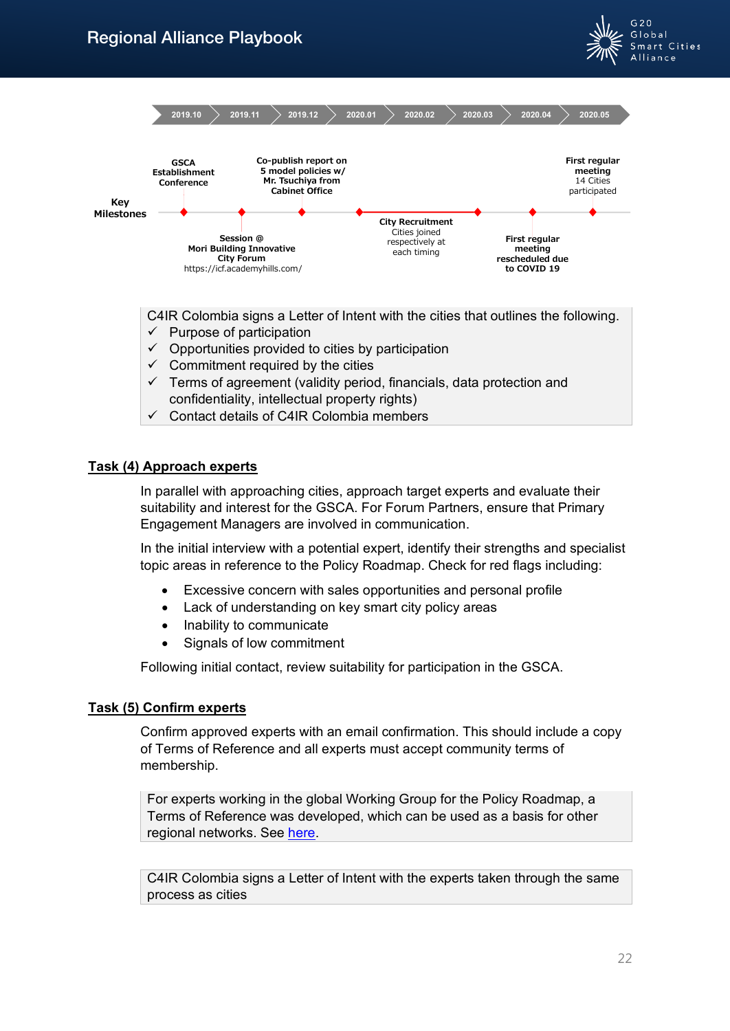**Key Milestones**

| 2019.10 | 2019.11 | 2019.12 | 2020.01 | 2020.02 | 2020.03 | 2020.04 | 2020.05 |
|---|---|---|---|---|---|---|---|
| **GSCA Establishment Conference** | **Session @ Mori Building Innovative City Forum** https://icf.academyhills.com/ | **Co-publish report on 5 model policies w/ Mr. Tsuchiya from Cabinet Office** | **City Recruitment** Cities joined respectively at each timing | | | **First regular meeting rescheduled due to COVID 19** | **First regular meeting** 14 Cities participated |

> C4IR Colombia signs a Letter of Intent with the cities that outlines the following.
> - ✓ Purpose of participation
> - ✓ Opportunities provided to cities by participation
> - ✓ Commitment required by the cities
> - ✓ Terms of agreement (validity period, financials, data protection and confidentiality, intellectual property rights)
> - ✓ Contact details of C4IR Colombia members

## Task (4) Approach experts

In parallel with approaching cities, approach target experts and evaluate their suitability and interest for the GSCA. For Forum Partners, ensure that Primary Engagement Managers are involved in communication.

In the initial interview with a potential expert, identify their strengths and specialist topic areas in reference to the Policy Roadmap. Check for red flags including:

- Excessive concern with sales opportunities and personal profile
- Lack of understanding on key smart city policy areas
- Inability to communicate
- Signals of low commitment

Following initial contact, review suitability for participation in the GSCA.

## Task (5) Confirm experts

Confirm approved experts with an email confirmation. This should include a copy of Terms of Reference and all experts must accept community terms of membership.

> For experts working in the global Working Group for the Policy Roadmap, a Terms of Reference was developed, which can be used as a basis for other regional networks. See here.

> C4IR Colombia signs a Letter of Intent with the experts taken through the same process as cities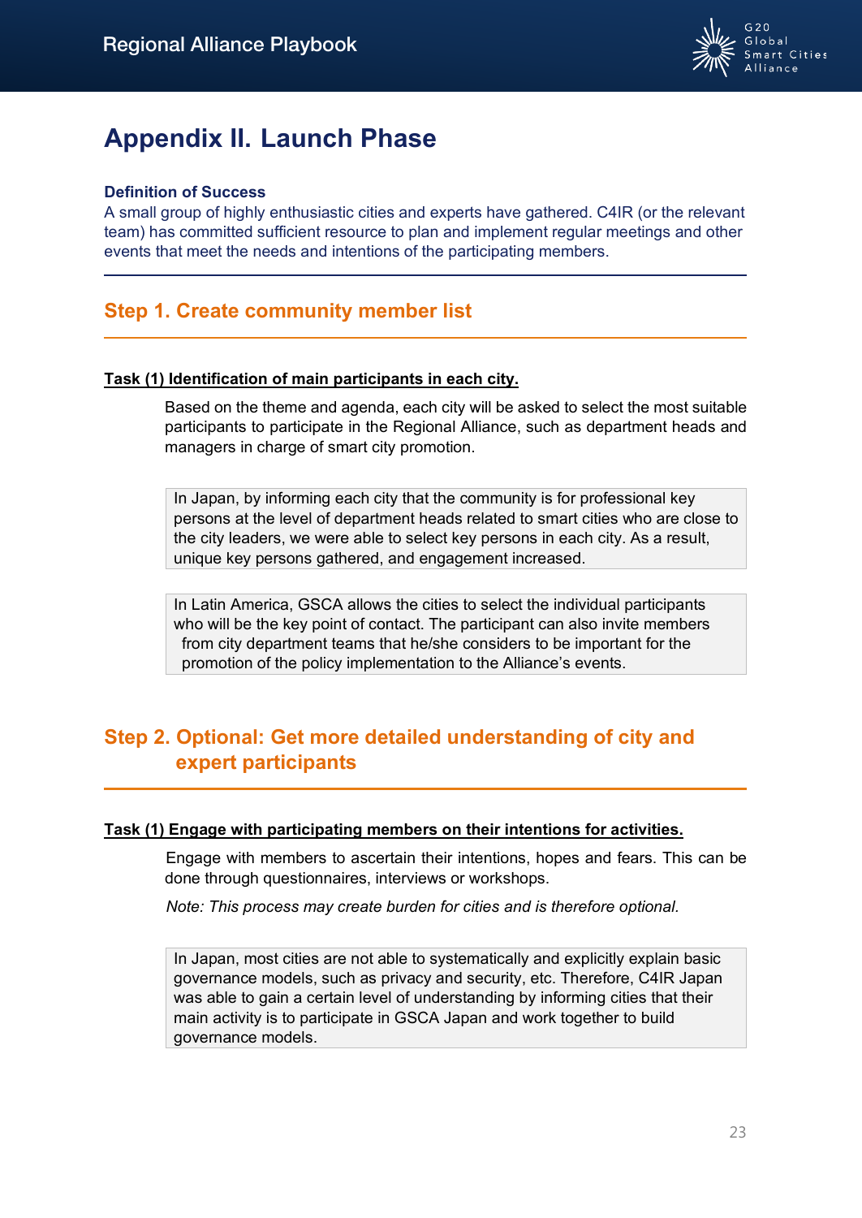# Appendix II. Launch Phase

**Definition of Success**

A small group of highly enthusiastic cities and experts have gathered. C4IR (or the relevant team) has committed sufficient resource to plan and implement regular meetings and other events that meet the needs and intentions of the participating members.

## Step 1. Create community member list

**Task (1) Identification of main participants in each city.**

Based on the theme and agenda, each city will be asked to select the most suitable participants to participate in the Regional Alliance, such as department heads and managers in charge of smart city promotion.

> In Japan, by informing each city that the community is for professional key persons at the level of department heads related to smart cities who are close to the city leaders, we were able to select key persons in each city. As a result, unique key persons gathered, and engagement increased.

> In Latin America, GSCA allows the cities to select the individual participants who will be the key point of contact. The participant can also invite members from city department teams that he/she considers to be important for the promotion of the policy implementation to the Alliance's events.

## Step 2. Optional: Get more detailed understanding of city and expert participants

**Task (1) Engage with participating members on their intentions for activities.**

Engage with members to ascertain their intentions, hopes and fears. This can be done through questionnaires, interviews or workshops.

*Note: This process may create burden for cities and is therefore optional.*

> In Japan, most cities are not able to systematically and explicitly explain basic governance models, such as privacy and security, etc. Therefore, C4IR Japan was able to gain a certain level of understanding by informing cities that their main activity is to participate in GSCA Japan and work together to build governance models.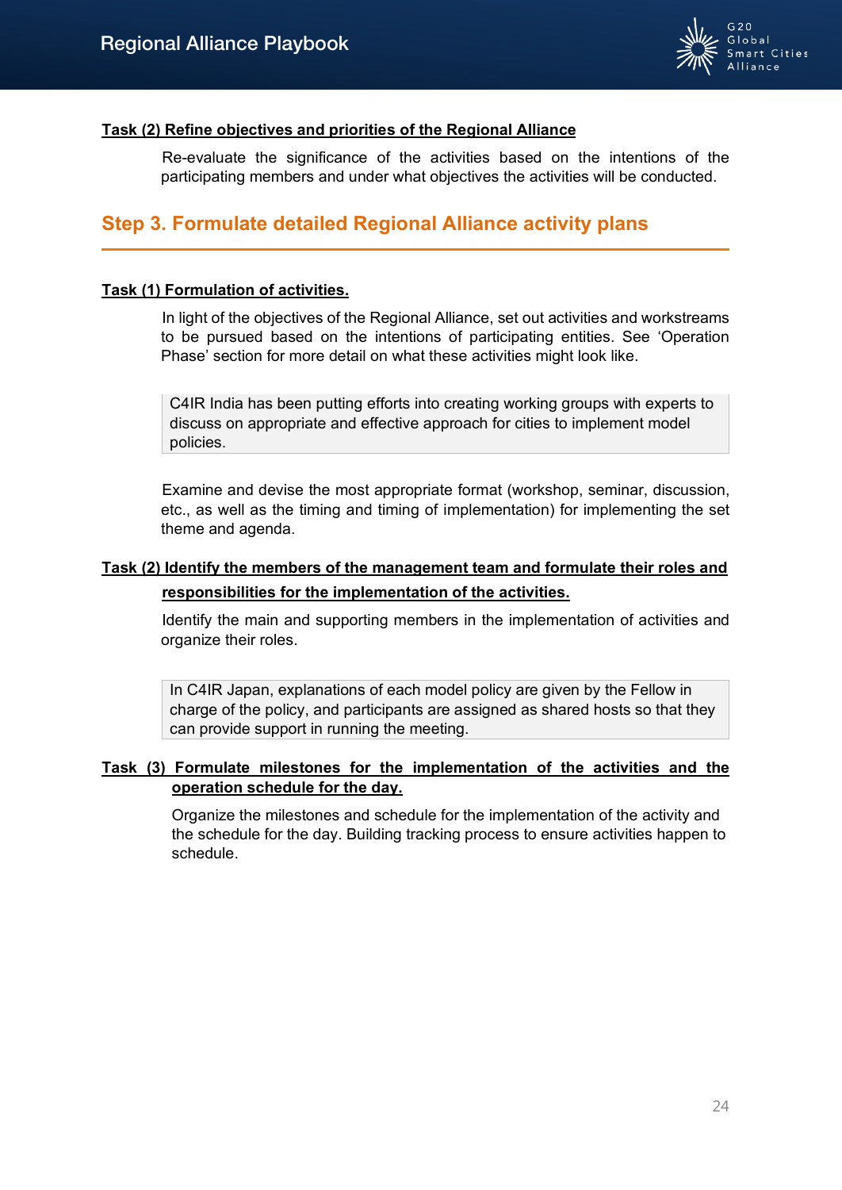**Task (2) Refine objectives and priorities of the Regional Alliance**

Re-evaluate the significance of the activities based on the intentions of the participating members and under what objectives the activities will be conducted.

## Step 3. Formulate detailed Regional Alliance activity plans

**Task (1) Formulation of activities.**

In light of the objectives of the Regional Alliance, set out activities and workstreams to be pursued based on the intentions of participating entities. See 'Operation Phase' section for more detail on what these activities might look like.

> C4IR India has been putting efforts into creating working groups with experts to discuss on appropriate and effective approach for cities to implement model policies.

Examine and devise the most appropriate format (workshop, seminar, discussion, etc., as well as the timing and timing of implementation) for implementing the set theme and agenda.

**Task (2) Identify the members of the management team and formulate their roles and responsibilities for the implementation of the activities.**

Identify the main and supporting members in the implementation of activities and organize their roles.

> In C4IR Japan, explanations of each model policy are given by the Fellow in charge of the policy, and participants are assigned as shared hosts so that they can provide support in running the meeting.

**Task (3) Formulate milestones for the implementation of the activities and the operation schedule for the day.**

Organize the milestones and schedule for the implementation of the activity and the schedule for the day. Building tracking process to ensure activities happen to schedule.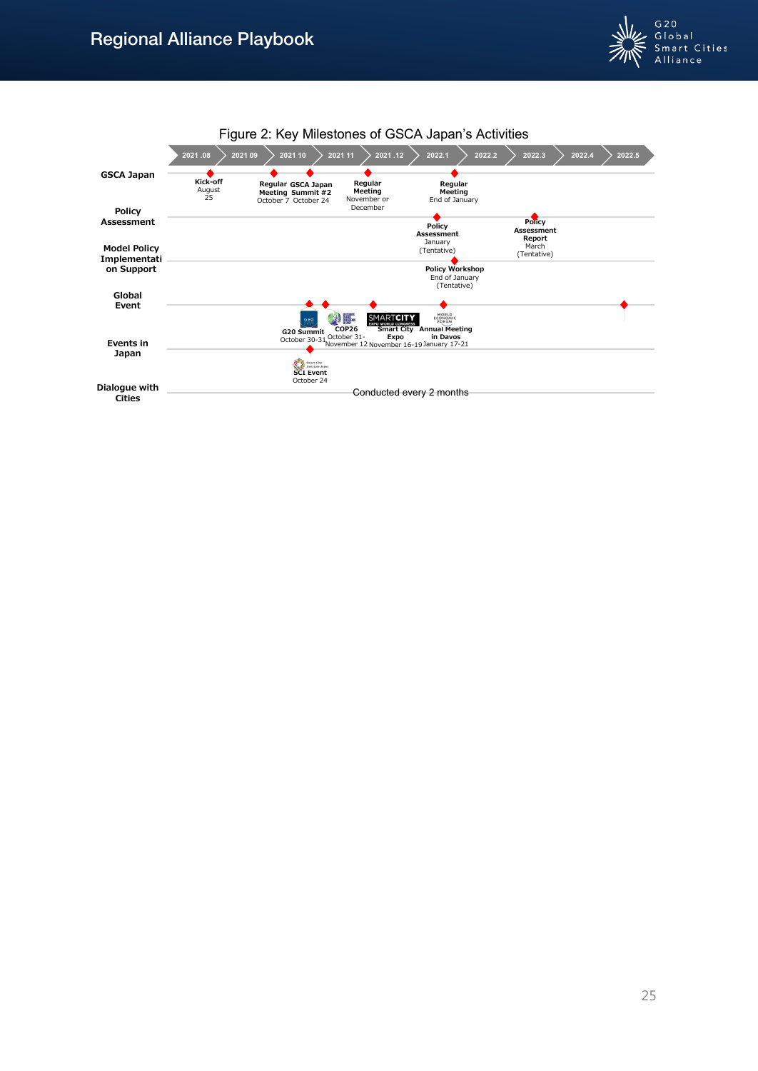Figure 2: Key Milestones of GSCA Japan's Activities

| | 2021.08 | 2021.09 | 2021.10 | 2021.11 | 2021.12 | 2022.1 | 2022.2 | 2022.3 | 2022.4 | 2022.5 |
|---|---|---|---|---|---|---|---|---|---|---|
| GSCA Japan | Kick-off August 25 | | Regular Meeting October 7; GSCA Japan Summit #2 October 24 | Regular Meeting November or December | | Regular Meeting End of January | | | | |
| Policy Assessment | | | | | | Policy Assessment January (Tentative) | | Policy Assessment Report March (Tentative) | | |
| Model Policy Implementation Support | | | | | | Policy Workshop End of January (Tentative) | | | | |
| Global Event | | | G20 Summit October 30-31; COP26 October 31-November 12 | Smart City Expo November 16-19 | | Annual Meeting in Davos January 17-21 | | | | ◆ |
| Events in Japan | | | SCI Event October 24 | | | | | | | |
| Dialogue with Cities | Conducted every 2 months | | | | | | | | | |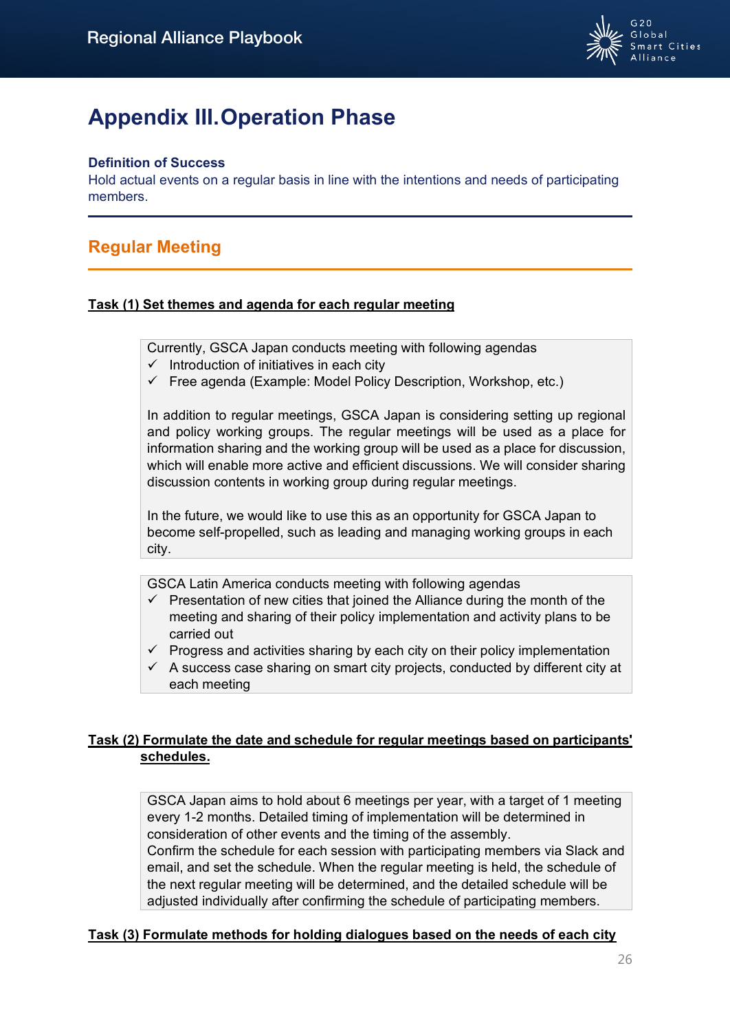# Appendix III. Operation Phase

**Definition of Success**

Hold actual events on a regular basis in line with the intentions and needs of participating members.

## Regular Meeting

**Task (1) Set themes and agenda for each regular meeting**

Currently, GSCA Japan conducts meeting with following agendas

- ✓ Introduction of initiatives in each city
- ✓ Free agenda (Example: Model Policy Description, Workshop, etc.)

In addition to regular meetings, GSCA Japan is considering setting up regional and policy working groups. The regular meetings will be used as a place for information sharing and the working group will be used as a place for discussion, which will enable more active and efficient discussions. We will consider sharing discussion contents in working group during regular meetings.

In the future, we would like to use this as an opportunity for GSCA Japan to become self-propelled, such as leading and managing working groups in each city.

GSCA Latin America conducts meeting with following agendas

- ✓ Presentation of new cities that joined the Alliance during the month of the meeting and sharing of their policy implementation and activity plans to be carried out
- ✓ Progress and activities sharing by each city on their policy implementation
- ✓ A success case sharing on smart city projects, conducted by different city at each meeting

**Task (2) Formulate the date and schedule for regular meetings based on participants' schedules.**

GSCA Japan aims to hold about 6 meetings per year, with a target of 1 meeting every 1-2 months. Detailed timing of implementation will be determined in consideration of other events and the timing of the assembly.
Confirm the schedule for each session with participating members via Slack and email, and set the schedule. When the regular meeting is held, the schedule of the next regular meeting will be determined, and the detailed schedule will be adjusted individually after confirming the schedule of participating members.

**Task (3) Formulate methods for holding dialogues based on the needs of each city**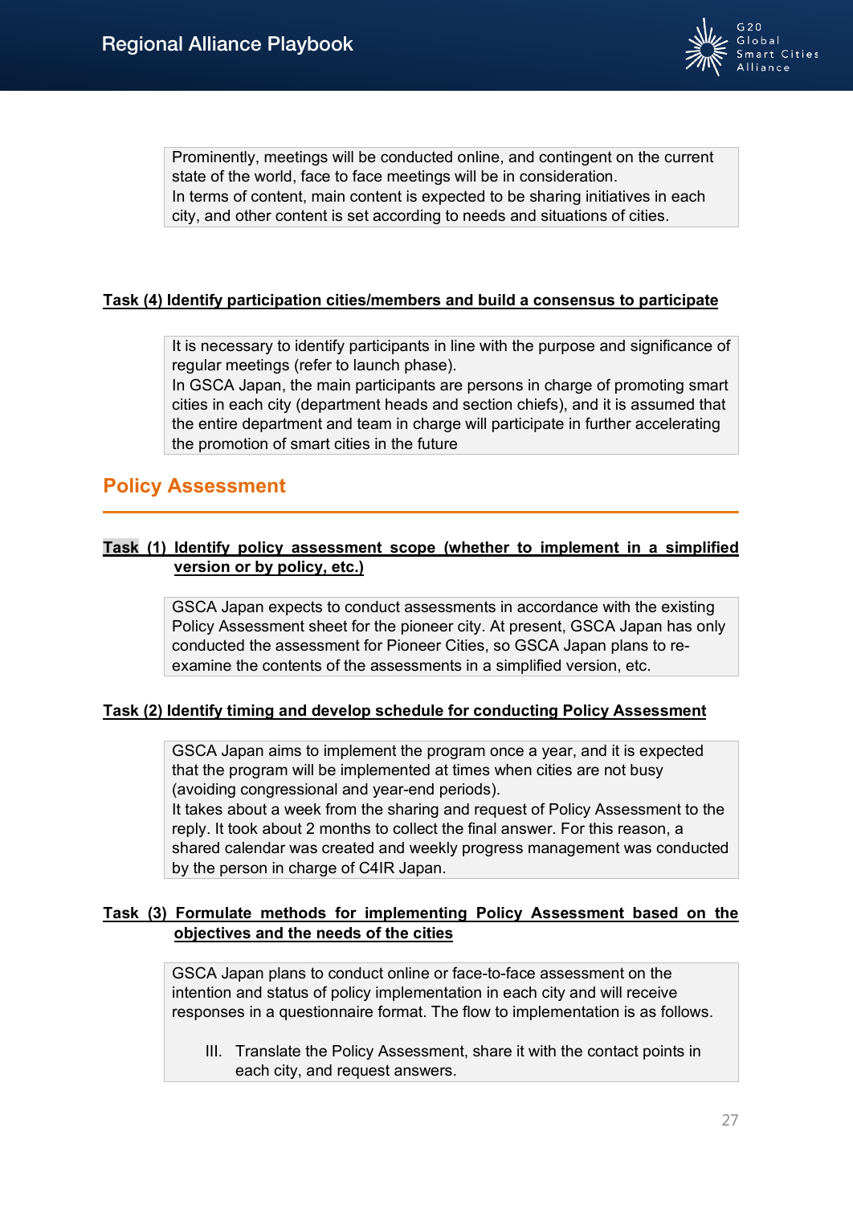Prominently, meetings will be conducted online, and contingent on the current state of the world, face to face meetings will be in consideration.
In terms of content, main content is expected to be sharing initiatives in each city, and other content is set according to needs and situations of cities.

**Task (4) Identify participation cities/members and build a consensus to participate**

It is necessary to identify participants in line with the purpose and significance of regular meetings (refer to launch phase).
In GSCA Japan, the main participants are persons in charge of promoting smart cities in each city (department heads and section chiefs), and it is assumed that the entire department and team in charge will participate in further accelerating the promotion of smart cities in the future

## Policy Assessment

**Task (1) Identify policy assessment scope (whether to implement in a simplified version or by policy, etc.)**

GSCA Japan expects to conduct assessments in accordance with the existing Policy Assessment sheet for the pioneer city. At present, GSCA Japan has only conducted the assessment for Pioneer Cities, so GSCA Japan plans to re-examine the contents of the assessments in a simplified version, etc.

**Task (2) Identify timing and develop schedule for conducting Policy Assessment**

GSCA Japan aims to implement the program once a year, and it is expected that the program will be implemented at times when cities are not busy (avoiding congressional and year-end periods).
It takes about a week from the sharing and request of Policy Assessment to the reply. It took about 2 months to collect the final answer. For this reason, a shared calendar was created and weekly progress management was conducted by the person in charge of C4IR Japan.

**Task (3) Formulate methods for implementing Policy Assessment based on the objectives and the needs of the cities**

GSCA Japan plans to conduct online or face-to-face assessment on the intention and status of policy implementation in each city and will receive responses in a questionnaire format. The flow to implementation is as follows.

III. Translate the Policy Assessment, share it with the contact points in each city, and request answers.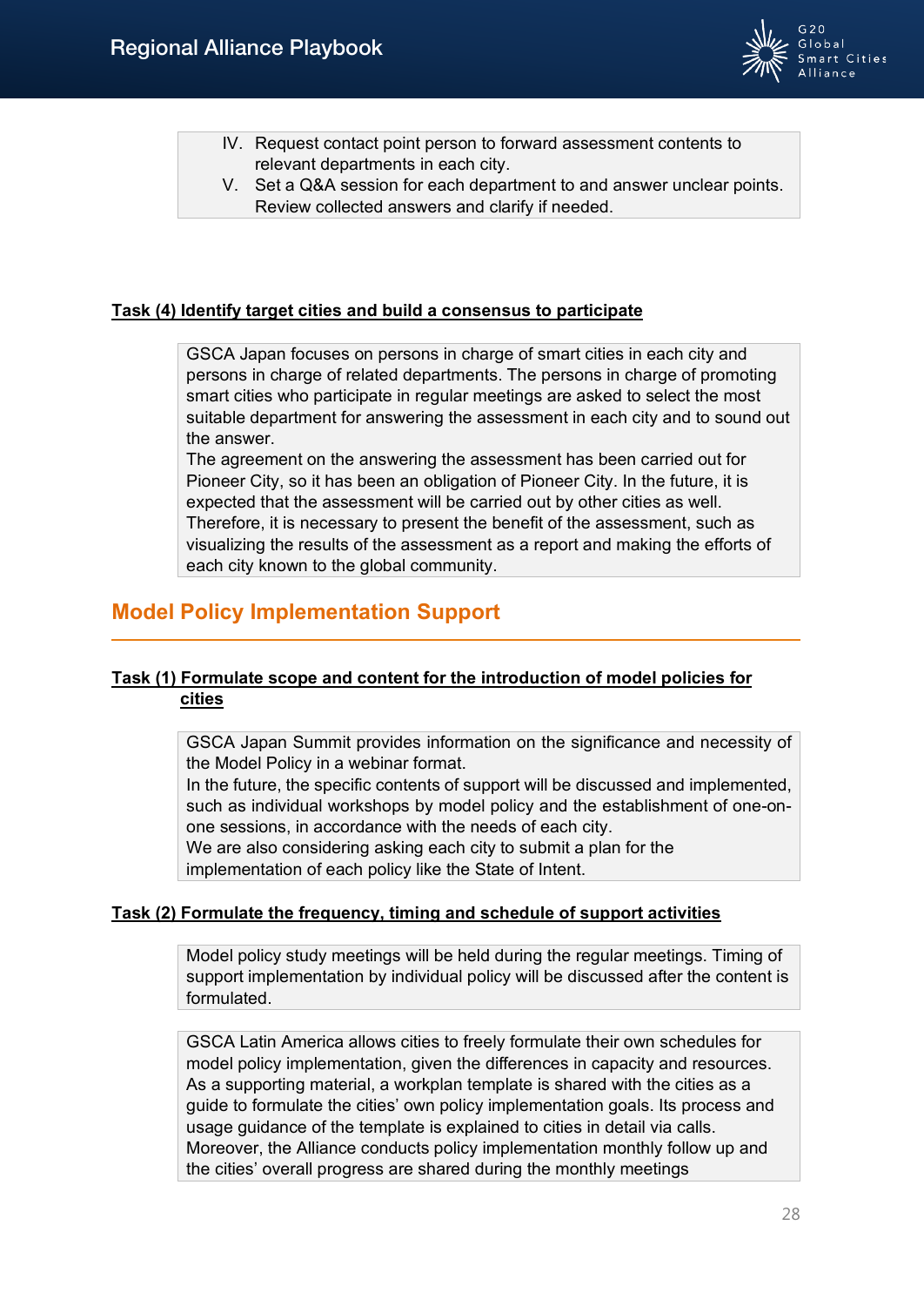IV. Request contact point person to forward assessment contents to relevant departments in each city.
V. Set a Q&A session for each department to and answer unclear points. Review collected answers and clarify if needed.

**Task (4) Identify target cities and build a consensus to participate**

GSCA Japan focuses on persons in charge of smart cities in each city and persons in charge of related departments. The persons in charge of promoting smart cities who participate in regular meetings are asked to select the most suitable department for answering the assessment in each city and to sound out the answer.
The agreement on the answering the assessment has been carried out for Pioneer City, so it has been an obligation of Pioneer City. In the future, it is expected that the assessment will be carried out by other cities as well. Therefore, it is necessary to present the benefit of the assessment, such as visualizing the results of the assessment as a report and making the efforts of each city known to the global community.

## Model Policy Implementation Support

**Task (1) Formulate scope and content for the introduction of model policies for cities**

GSCA Japan Summit provides information on the significance and necessity of the Model Policy in a webinar format.
In the future, the specific contents of support will be discussed and implemented, such as individual workshops by model policy and the establishment of one-on-one sessions, in accordance with the needs of each city.
We are also considering asking each city to submit a plan for the implementation of each policy like the State of Intent.

**Task (2) Formulate the frequency, timing and schedule of support activities**

Model policy study meetings will be held during the regular meetings. Timing of support implementation by individual policy will be discussed after the content is formulated.

GSCA Latin America allows cities to freely formulate their own schedules for model policy implementation, given the differences in capacity and resources. As a supporting material, a workplan template is shared with the cities as a guide to formulate the cities' own policy implementation goals. Its process and usage guidance of the template is explained to cities in detail via calls. Moreover, the Alliance conducts policy implementation monthly follow up and the cities' overall progress are shared during the monthly meetings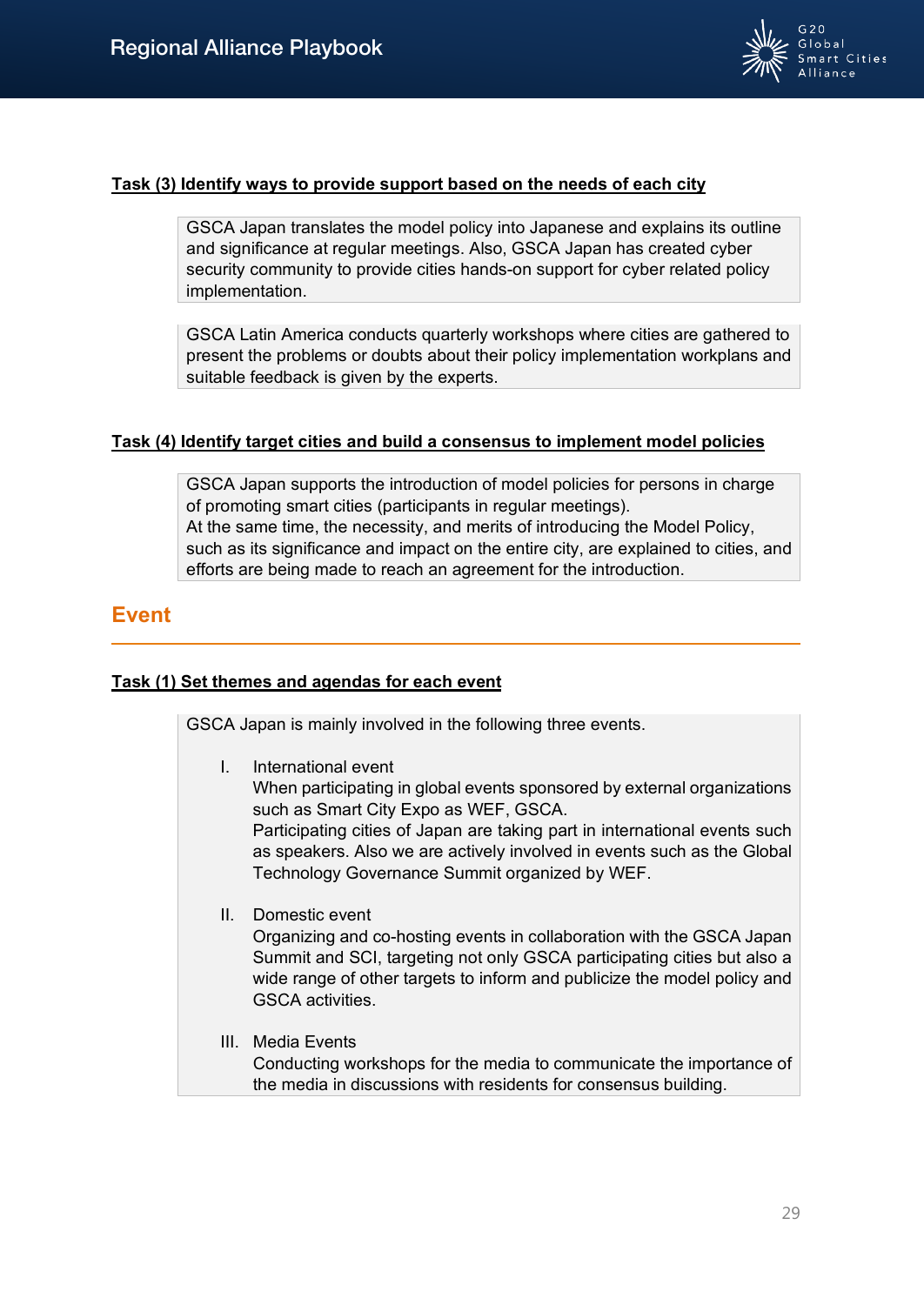**Task (3) Identify ways to provide support based on the needs of each city**

GSCA Japan translates the model policy into Japanese and explains its outline and significance at regular meetings. Also, GSCA Japan has created cyber security community to provide cities hands-on support for cyber related policy implementation.

GSCA Latin America conducts quarterly workshops where cities are gathered to present the problems or doubts about their policy implementation workplans and suitable feedback is given by the experts.

**Task (4) Identify target cities and build a consensus to implement model policies**

GSCA Japan supports the introduction of model policies for persons in charge of promoting smart cities (participants in regular meetings).
At the same time, the necessity, and merits of introducing the Model Policy, such as its significance and impact on the entire city, are explained to cities, and efforts are being made to reach an agreement for the introduction.

## Event

**Task (1) Set themes and agendas for each event**

GSCA Japan is mainly involved in the following three events.

I. International event
When participating in global events sponsored by external organizations such as Smart City Expo as WEF, GSCA.
Participating cities of Japan are taking part in international events such as speakers. Also we are actively involved in events such as the Global Technology Governance Summit organized by WEF.

II. Domestic event
Organizing and co-hosting events in collaboration with the GSCA Japan Summit and SCI, targeting not only GSCA participating cities but also a wide range of other targets to inform and publicize the model policy and GSCA activities.

III. Media Events
Conducting workshops for the media to communicate the importance of the media in discussions with residents for consensus building.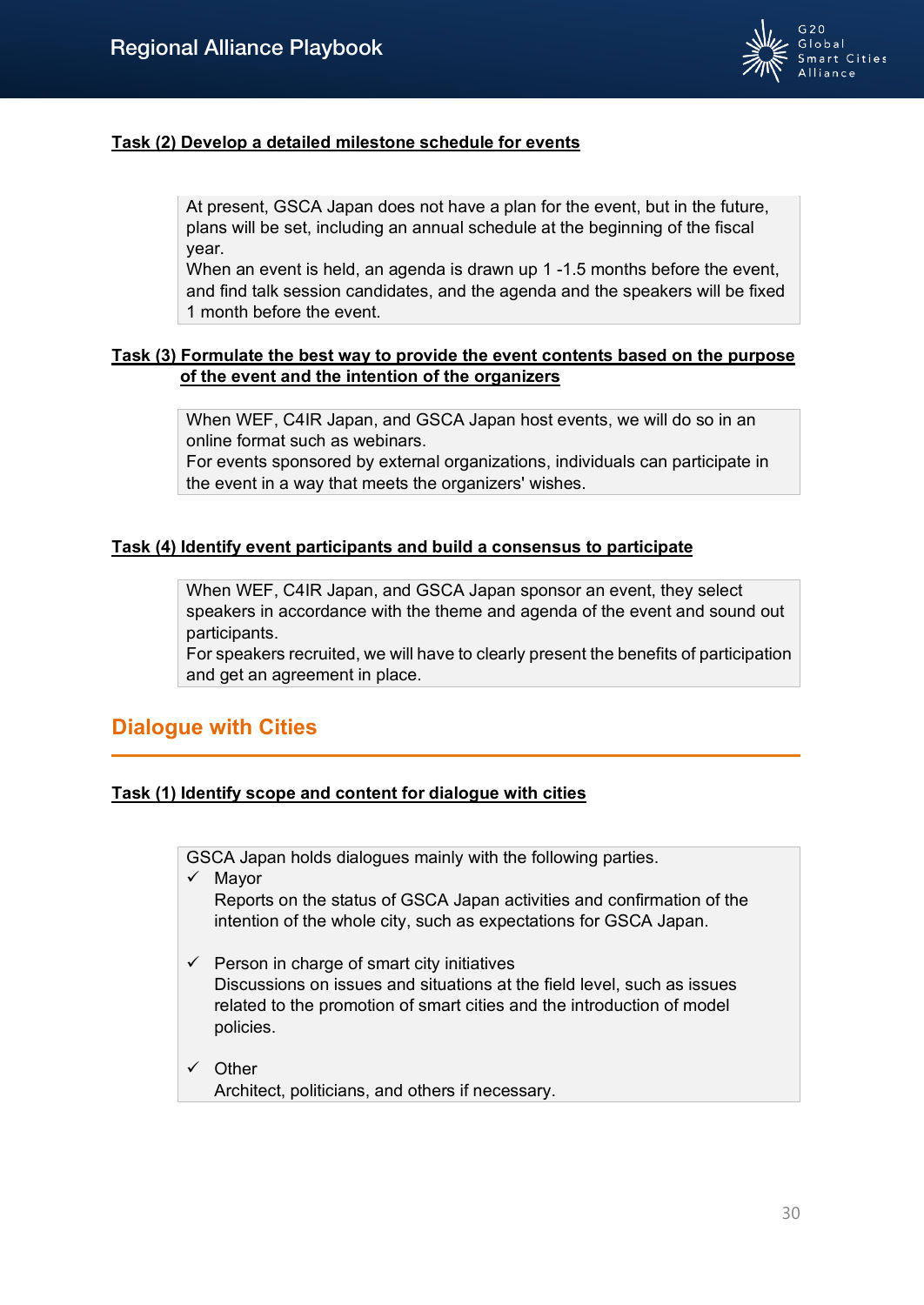**Task (2) Develop a detailed milestone schedule for events**

> At present, GSCA Japan does not have a plan for the event, but in the future, plans will be set, including an annual schedule at the beginning of the fiscal year.
> When an event is held, an agenda is drawn up 1 -1.5 months before the event, and find talk session candidates, and the agenda and the speakers will be fixed 1 month before the event.

**Task (3) Formulate the best way to provide the event contents based on the purpose of the event and the intention of the organizers**

> When WEF, C4IR Japan, and GSCA Japan host events, we will do so in an online format such as webinars.
> For events sponsored by external organizations, individuals can participate in the event in a way that meets the organizers' wishes.

**Task (4) Identify event participants and build a consensus to participate**

> When WEF, C4IR Japan, and GSCA Japan sponsor an event, they select speakers in accordance with the theme and agenda of the event and sound out participants.
> For speakers recruited, we will have to clearly present the benefits of participation and get an agreement in place.

## Dialogue with Cities

**Task (1) Identify scope and content for dialogue with cities**

> GSCA Japan holds dialogues mainly with the following parties.
>
> ✓ Mayor
> Reports on the status of GSCA Japan activities and confirmation of the intention of the whole city, such as expectations for GSCA Japan.
>
> ✓ Person in charge of smart city initiatives
> Discussions on issues and situations at the field level, such as issues related to the promotion of smart cities and the introduction of model policies.
>
> ✓ Other
> Architect, politicians, and others if necessary.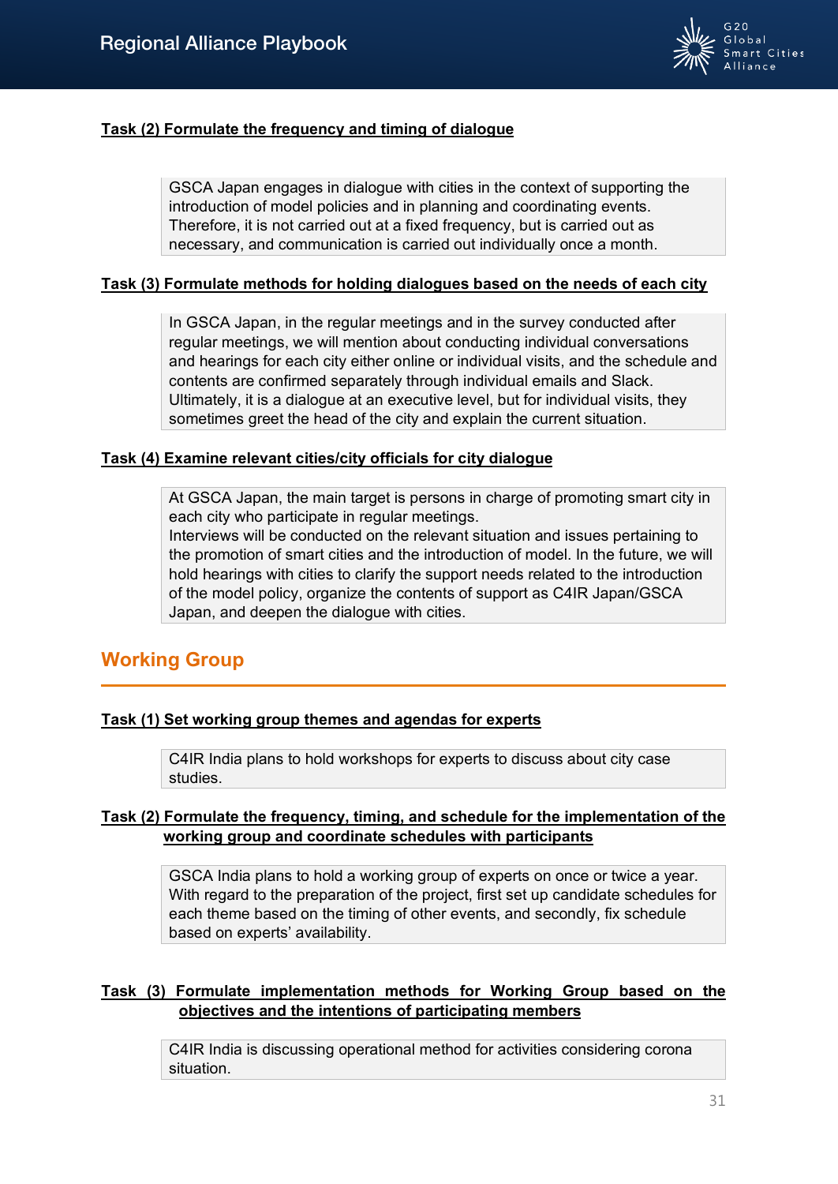**Task (2) Formulate the frequency and timing of dialogue**

> GSCA Japan engages in dialogue with cities in the context of supporting the introduction of model policies and in planning and coordinating events. Therefore, it is not carried out at a fixed frequency, but is carried out as necessary, and communication is carried out individually once a month.

**Task (3) Formulate methods for holding dialogues based on the needs of each city**

> In GSCA Japan, in the regular meetings and in the survey conducted after regular meetings, we will mention about conducting individual conversations and hearings for each city either online or individual visits, and the schedule and contents are confirmed separately through individual emails and Slack. Ultimately, it is a dialogue at an executive level, but for individual visits, they sometimes greet the head of the city and explain the current situation.

**Task (4) Examine relevant cities/city officials for city dialogue**

> At GSCA Japan, the main target is persons in charge of promoting smart city in each city who participate in regular meetings.
> Interviews will be conducted on the relevant situation and issues pertaining to the promotion of smart cities and the introduction of model. In the future, we will hold hearings with cities to clarify the support needs related to the introduction of the model policy, organize the contents of support as C4IR Japan/GSCA Japan, and deepen the dialogue with cities.

## Working Group

**Task (1) Set working group themes and agendas for experts**

> C4IR India plans to hold workshops for experts to discuss about city case studies.

**Task (2) Formulate the frequency, timing, and schedule for the implementation of the working group and coordinate schedules with participants**

> GSCA India plans to hold a working group of experts on once or twice a year. With regard to the preparation of the project, first set up candidate schedules for each theme based on the timing of other events, and secondly, fix schedule based on experts' availability.

**Task (3) Formulate implementation methods for Working Group based on the objectives and the intentions of participating members**

> C4IR India is discussing operational method for activities considering corona situation.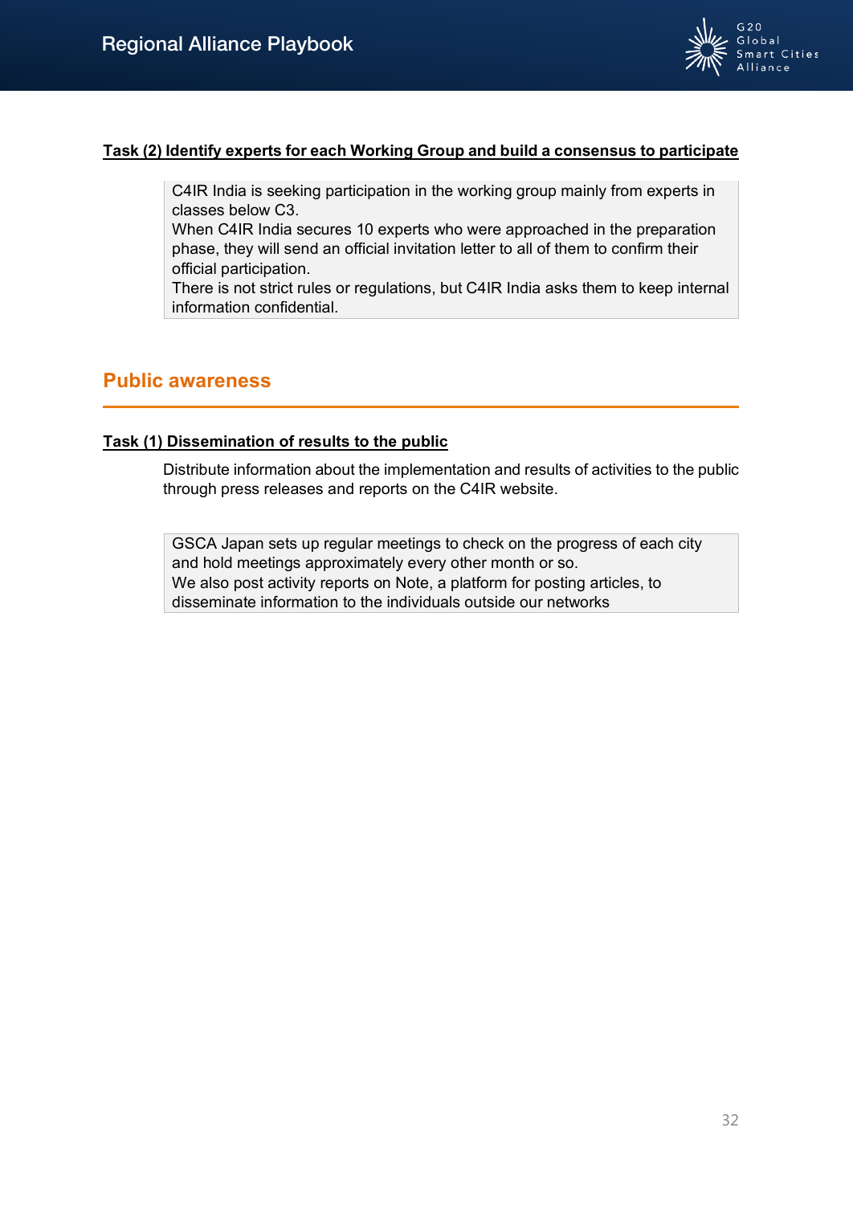**Task (2) Identify experts for each Working Group and build a consensus to participate**

> C4IR India is seeking participation in the working group mainly from experts in classes below C3.
> When C4IR India secures 10 experts who were approached in the preparation phase, they will send an official invitation letter to all of them to confirm their official participation.
> There is not strict rules or regulations, but C4IR India asks them to keep internal information confidential.

## Public awareness

**Task (1) Dissemination of results to the public**

Distribute information about the implementation and results of activities to the public through press releases and reports on the C4IR website.

> GSCA Japan sets up regular meetings to check on the progress of each city and hold meetings approximately every other month or so.
> We also post activity reports on Note, a platform for posting articles, to disseminate information to the individuals outside our networks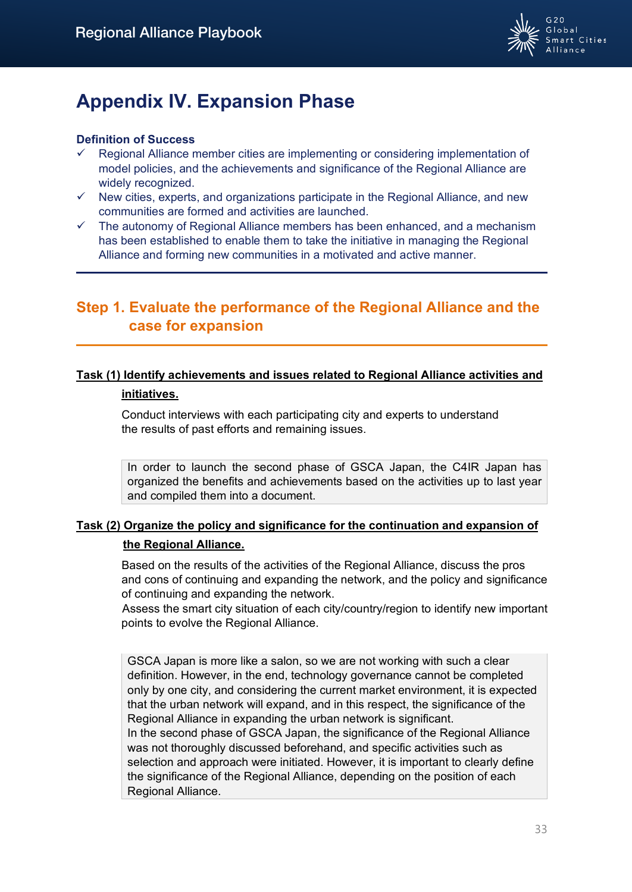# Appendix IV. Expansion Phase

**Definition of Success**

- ✓ Regional Alliance member cities are implementing or considering implementation of model policies, and the achievements and significance of the Regional Alliance are widely recognized.
- ✓ New cities, experts, and organizations participate in the Regional Alliance, and new communities are formed and activities are launched.
- ✓ The autonomy of Regional Alliance members has been enhanced, and a mechanism has been established to enable them to take the initiative in managing the Regional Alliance and forming new communities in a motivated and active manner.

---

## Step 1. Evaluate the performance of the Regional Alliance and the case for expansion

### Task (1) Identify achievements and issues related to Regional Alliance activities and initiatives.

Conduct interviews with each participating city and experts to understand the results of past efforts and remaining issues.

> In order to launch the second phase of GSCA Japan, the C4IR Japan has organized the benefits and achievements based on the activities up to last year and compiled them into a document.

### Task (2) Organize the policy and significance for the continuation and expansion of the Regional Alliance.

Based on the results of the activities of the Regional Alliance, discuss the pros and cons of continuing and expanding the network, and the policy and significance of continuing and expanding the network.
Assess the smart city situation of each city/country/region to identify new important points to evolve the Regional Alliance.

> GSCA Japan is more like a salon, so we are not working with such a clear definition. However, in the end, technology governance cannot be completed only by one city, and considering the current market environment, it is expected that the urban network will expand, and in this respect, the significance of the Regional Alliance in expanding the urban network is significant.
> In the second phase of GSCA Japan, the significance of the Regional Alliance was not thoroughly discussed beforehand, and specific activities such as selection and approach were initiated. However, it is important to clearly define the significance of the Regional Alliance, depending on the position of each Regional Alliance.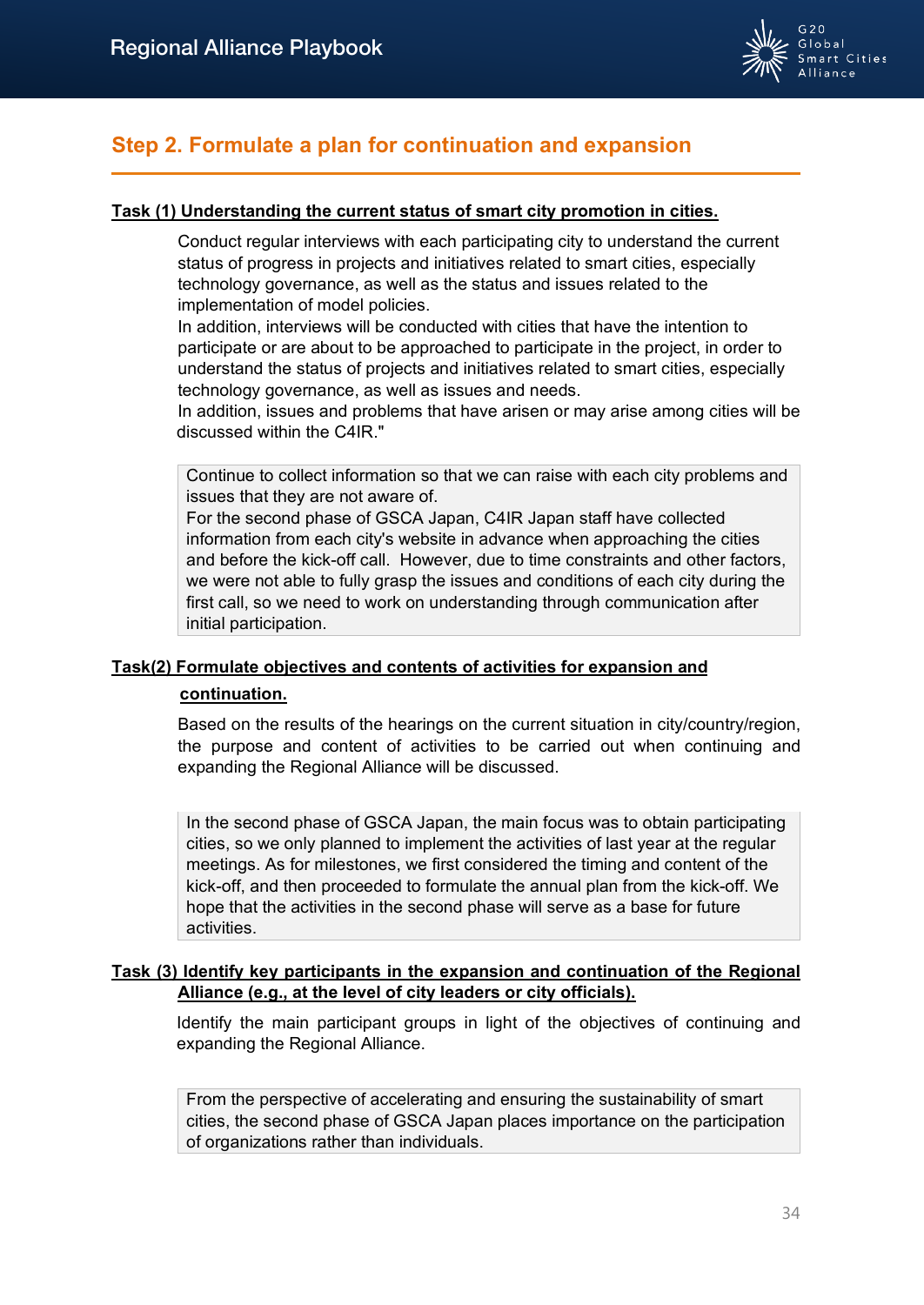## Step 2. Formulate a plan for continuation and expansion

**Task (1) Understanding the current status of smart city promotion in cities.**

Conduct regular interviews with each participating city to understand the current status of progress in projects and initiatives related to smart cities, especially technology governance, as well as the status and issues related to the implementation of model policies.
In addition, interviews will be conducted with cities that have the intention to participate or are about to be approached to participate in the project, in order to understand the status of projects and initiatives related to smart cities, especially technology governance, as well as issues and needs.
In addition, issues and problems that have arisen or may arise among cities will be discussed within the C4IR."

> Continue to collect information so that we can raise with each city problems and issues that they are not aware of.
> For the second phase of GSCA Japan, C4IR Japan staff have collected information from each city's website in advance when approaching the cities and before the kick-off call. However, due to time constraints and other factors, we were not able to fully grasp the issues and conditions of each city during the first call, so we need to work on understanding through communication after initial participation.

**Task(2) Formulate objectives and contents of activities for expansion and continuation.**

Based on the results of the hearings on the current situation in city/country/region, the purpose and content of activities to be carried out when continuing and expanding the Regional Alliance will be discussed.

> In the second phase of GSCA Japan, the main focus was to obtain participating cities, so we only planned to implement the activities of last year at the regular meetings. As for milestones, we first considered the timing and content of the kick-off, and then proceeded to formulate the annual plan from the kick-off. We hope that the activities in the second phase will serve as a base for future activities.

**Task (3) Identify key participants in the expansion and continuation of the Regional Alliance (e.g., at the level of city leaders or city officials).**

Identify the main participant groups in light of the objectives of continuing and expanding the Regional Alliance.

> From the perspective of accelerating and ensuring the sustainability of smart cities, the second phase of GSCA Japan places importance on the participation of organizations rather than individuals.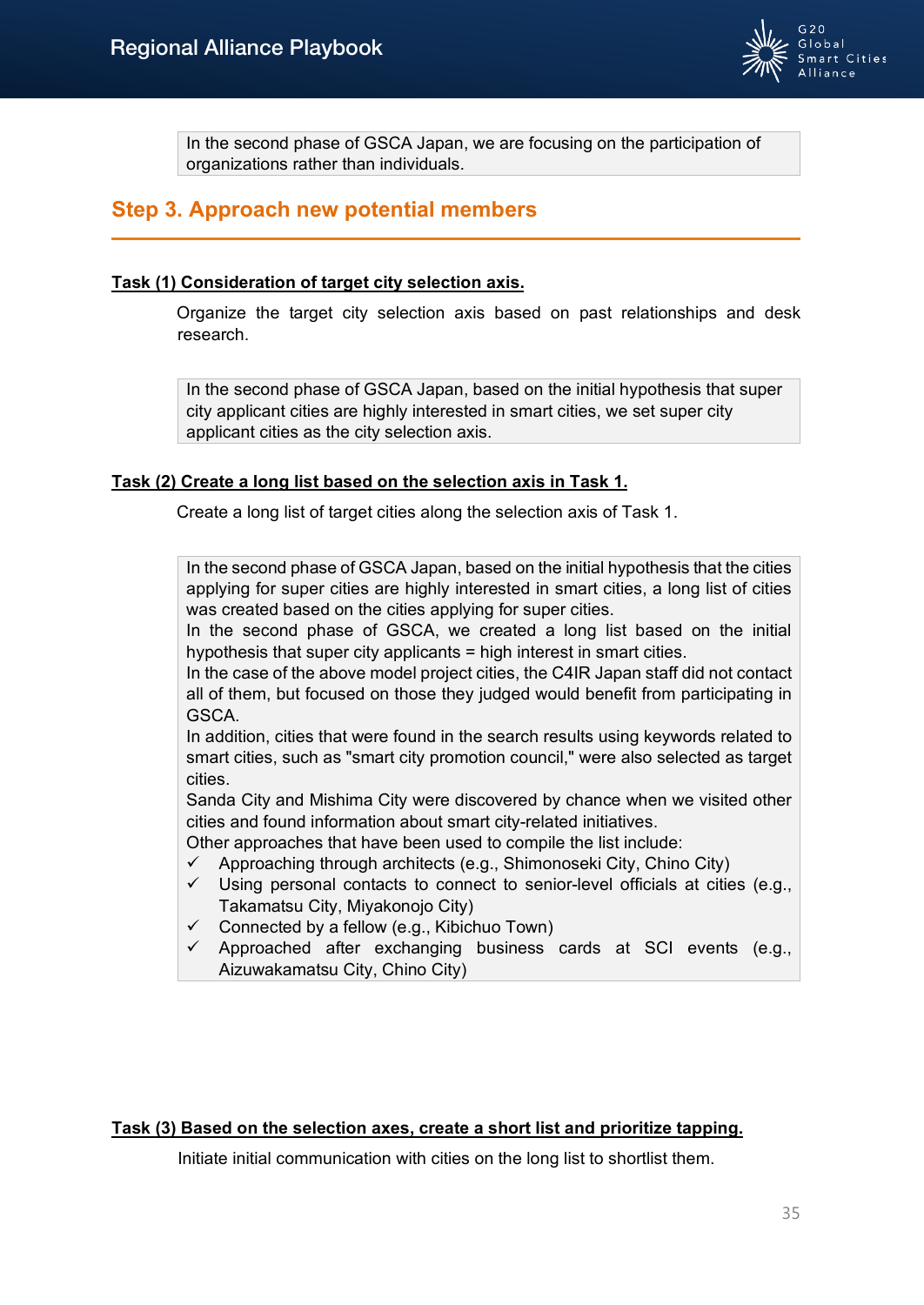> In the second phase of GSCA Japan, we are focusing on the participation of organizations rather than individuals.

## Step 3. Approach new potential members

### Task (1) Consideration of target city selection axis.

Organize the target city selection axis based on past relationships and desk research.

> In the second phase of GSCA Japan, based on the initial hypothesis that super city applicant cities are highly interested in smart cities, we set super city applicant cities as the city selection axis.

### Task (2) Create a long list based on the selection axis in Task 1.

Create a long list of target cities along the selection axis of Task 1.

> In the second phase of GSCA Japan, based on the initial hypothesis that the cities applying for super cities are highly interested in smart cities, a long list of cities was created based on the cities applying for super cities.
> In the second phase of GSCA, we created a long list based on the initial hypothesis that super city applicants = high interest in smart cities.
> In the case of the above model project cities, the C4IR Japan staff did not contact all of them, but focused on those they judged would benefit from participating in GSCA.
> In addition, cities that were found in the search results using keywords related to smart cities, such as "smart city promotion council," were also selected as target cities.
> Sanda City and Mishima City were discovered by chance when we visited other cities and found information about smart city-related initiatives.
> Other approaches that have been used to compile the list include:
> - ✓ Approaching through architects (e.g., Shimonoseki City, Chino City)
> - ✓ Using personal contacts to connect to senior-level officials at cities (e.g., Takamatsu City, Miyakonojo City)
> - ✓ Connected by a fellow (e.g., Kibichuo Town)
> - ✓ Approached after exchanging business cards at SCI events (e.g., Aizuwakamatsu City, Chino City)

### Task (3) Based on the selection axes, create a short list and prioritize tapping.

Initiate initial communication with cities on the long list to shortlist them.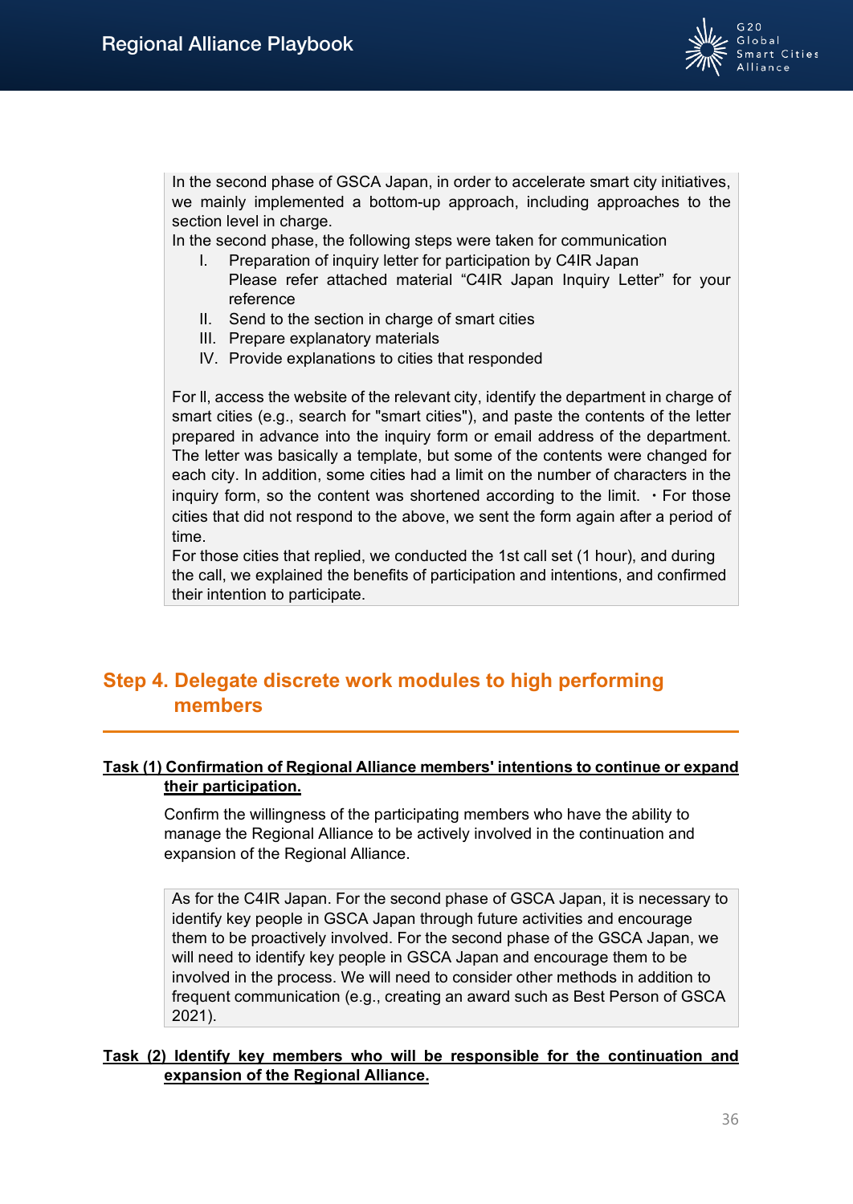In the second phase of GSCA Japan, in order to accelerate smart city initiatives, we mainly implemented a bottom-up approach, including approaches to the section level in charge.
In the second phase, the following steps were taken for communication

I. Preparation of inquiry letter for participation by C4IR Japan
   Please refer attached material "C4IR Japan Inquiry Letter" for your reference
II. Send to the section in charge of smart cities
III. Prepare explanatory materials
IV. Provide explanations to cities that responded

For Ⅱ, access the website of the relevant city, identify the department in charge of smart cities (e.g., search for "smart cities"), and paste the contents of the letter prepared in advance into the inquiry form or email address of the department. The letter was basically a template, but some of the contents were changed for each city. In addition, some cities had a limit on the number of characters in the inquiry form, so the content was shortened according to the limit. ・For those cities that did not respond to the above, we sent the form again after a period of time.
For those cities that replied, we conducted the 1st call set (1 hour), and during the call, we explained the benefits of participation and intentions, and confirmed their intention to participate.

## Step 4. Delegate discrete work modules to high performing members

**Task (1) Confirmation of Regional Alliance members' intentions to continue or expand their participation.**

Confirm the willingness of the participating members who have the ability to manage the Regional Alliance to be actively involved in the continuation and expansion of the Regional Alliance.

As for the C4IR Japan. For the second phase of GSCA Japan, it is necessary to identify key people in GSCA Japan through future activities and encourage them to be proactively involved. For the second phase of the GSCA Japan, we will need to identify key people in GSCA Japan and encourage them to be involved in the process. We will need to consider other methods in addition to frequent communication (e.g., creating an award such as Best Person of GSCA 2021).

**Task (2) Identify key members who will be responsible for the continuation and expansion of the Regional Alliance.**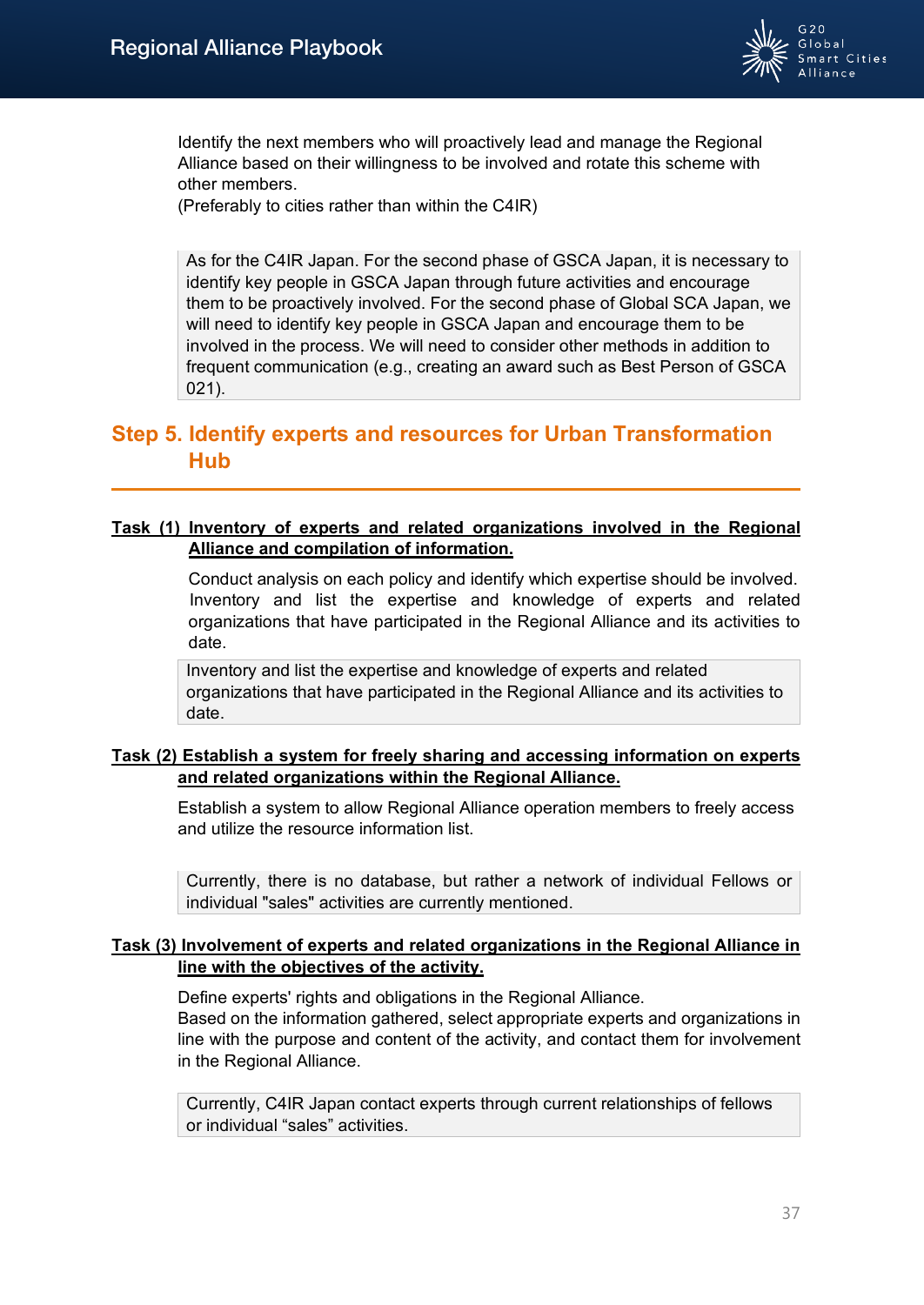Identify the next members who will proactively lead and manage the Regional Alliance based on their willingness to be involved and rotate this scheme with other members.
(Preferably to cities rather than within the C4IR)

> As for the C4IR Japan. For the second phase of GSCA Japan, it is necessary to identify key people in GSCA Japan through future activities and encourage them to be proactively involved. For the second phase of Global SCA Japan, we will need to identify key people in GSCA Japan and encourage them to be involved in the process. We will need to consider other methods in addition to frequent communication (e.g., creating an award such as Best Person of GSCA 021).

## Step 5. Identify experts and resources for Urban Transformation Hub

**Task (1) Inventory of experts and related organizations involved in the Regional Alliance and compilation of information.**

Conduct analysis on each policy and identify which expertise should be involved. Inventory and list the expertise and knowledge of experts and related organizations that have participated in the Regional Alliance and its activities to date.

> Inventory and list the expertise and knowledge of experts and related organizations that have participated in the Regional Alliance and its activities to date.

**Task (2) Establish a system for freely sharing and accessing information on experts and related organizations within the Regional Alliance.**

Establish a system to allow Regional Alliance operation members to freely access and utilize the resource information list.

> Currently, there is no database, but rather a network of individual Fellows or individual "sales" activities are currently mentioned.

**Task (3) Involvement of experts and related organizations in the Regional Alliance in line with the objectives of the activity.**

Define experts' rights and obligations in the Regional Alliance.
Based on the information gathered, select appropriate experts and organizations in line with the purpose and content of the activity, and contact them for involvement in the Regional Alliance.

> Currently, C4IR Japan contact experts through current relationships of fellows or individual "sales" activities.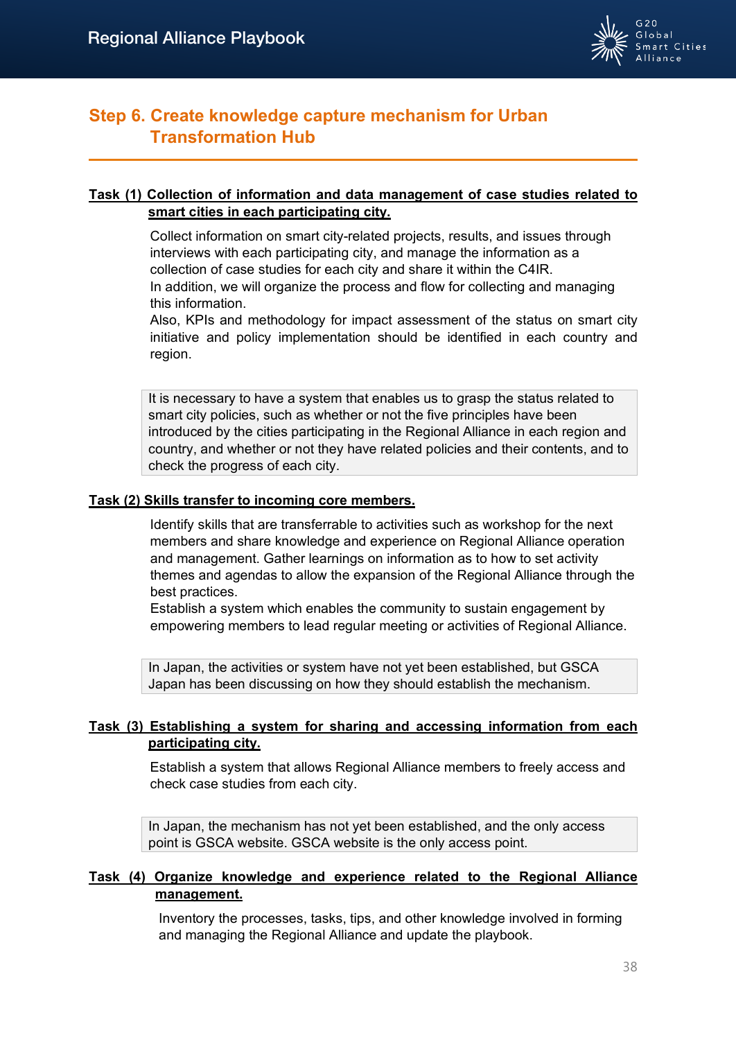## Step 6. Create knowledge capture mechanism for Urban Transformation Hub

**Task (1) Collection of information and data management of case studies related to smart cities in each participating city.**

Collect information on smart city-related projects, results, and issues through interviews with each participating city, and manage the information as a collection of case studies for each city and share it within the C4IR.
In addition, we will organize the process and flow for collecting and managing this information.
Also, KPIs and methodology for impact assessment of the status on smart city initiative and policy implementation should be identified in each country and region.

> It is necessary to have a system that enables us to grasp the status related to smart city policies, such as whether or not the five principles have been introduced by the cities participating in the Regional Alliance in each region and country, and whether or not they have related policies and their contents, and to check the progress of each city.

**Task (2) Skills transfer to incoming core members.**

Identify skills that are transferrable to activities such as workshop for the next members and share knowledge and experience on Regional Alliance operation and management. Gather learnings on information as to how to set activity themes and agendas to allow the expansion of the Regional Alliance through the best practices.
Establish a system which enables the community to sustain engagement by empowering members to lead regular meeting or activities of Regional Alliance.

> In Japan, the activities or system have not yet been established, but GSCA Japan has been discussing on how they should establish the mechanism.

**Task (3) Establishing a system for sharing and accessing information from each participating city.**

Establish a system that allows Regional Alliance members to freely access and check case studies from each city.

> In Japan, the mechanism has not yet been established, and the only access point is GSCA website. GSCA website is the only access point.

**Task (4) Organize knowledge and experience related to the Regional Alliance management.**

Inventory the processes, tasks, tips, and other knowledge involved in forming and managing the Regional Alliance and update the playbook.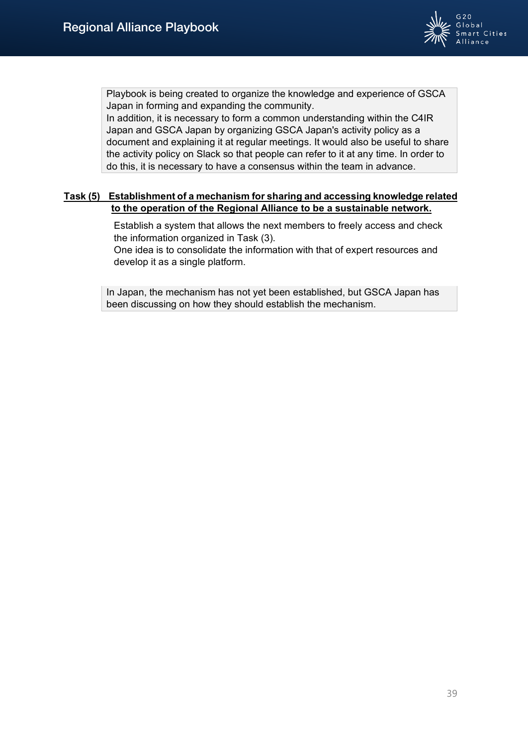> Playbook is being created to organize the knowledge and experience of GSCA Japan in forming and expanding the community.
> In addition, it is necessary to form a common understanding within the C4IR Japan and GSCA Japan by organizing GSCA Japan's activity policy as a document and explaining it at regular meetings. It would also be useful to share the activity policy on Slack so that people can refer to it at any time. In order to do this, it is necessary to have a consensus within the team in advance.

**Task (5) Establishment of a mechanism for sharing and accessing knowledge related to the operation of the Regional Alliance to be a sustainable network.**

Establish a system that allows the next members to freely access and check the information organized in Task (3).
One idea is to consolidate the information with that of expert resources and develop it as a single platform.

> In Japan, the mechanism has not yet been established, but GSCA Japan has been discussing on how they should establish the mechanism.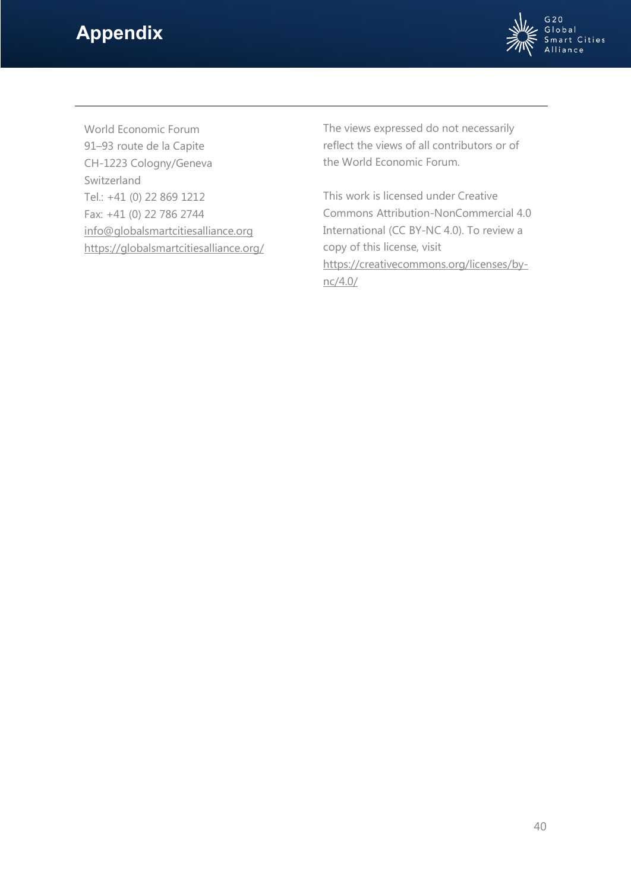# Appendix

World Economic Forum
91–93 route de la Capite
CH-1223 Cologny/Geneva
Switzerland
Tel.: +41 (0) 22 869 1212
Fax: +41 (0) 22 786 2744
info@globalsmartcitiesalliance.org
https://globalsmartcitiesalliance.org/

The views expressed do not necessarily reflect the views of all contributors or of the World Economic Forum.

This work is licensed under Creative Commons Attribution-NonCommercial 4.0 International (CC BY-NC 4.0). To review a copy of this license, visit https://creativecommons.org/licenses/by-nc/4.0/